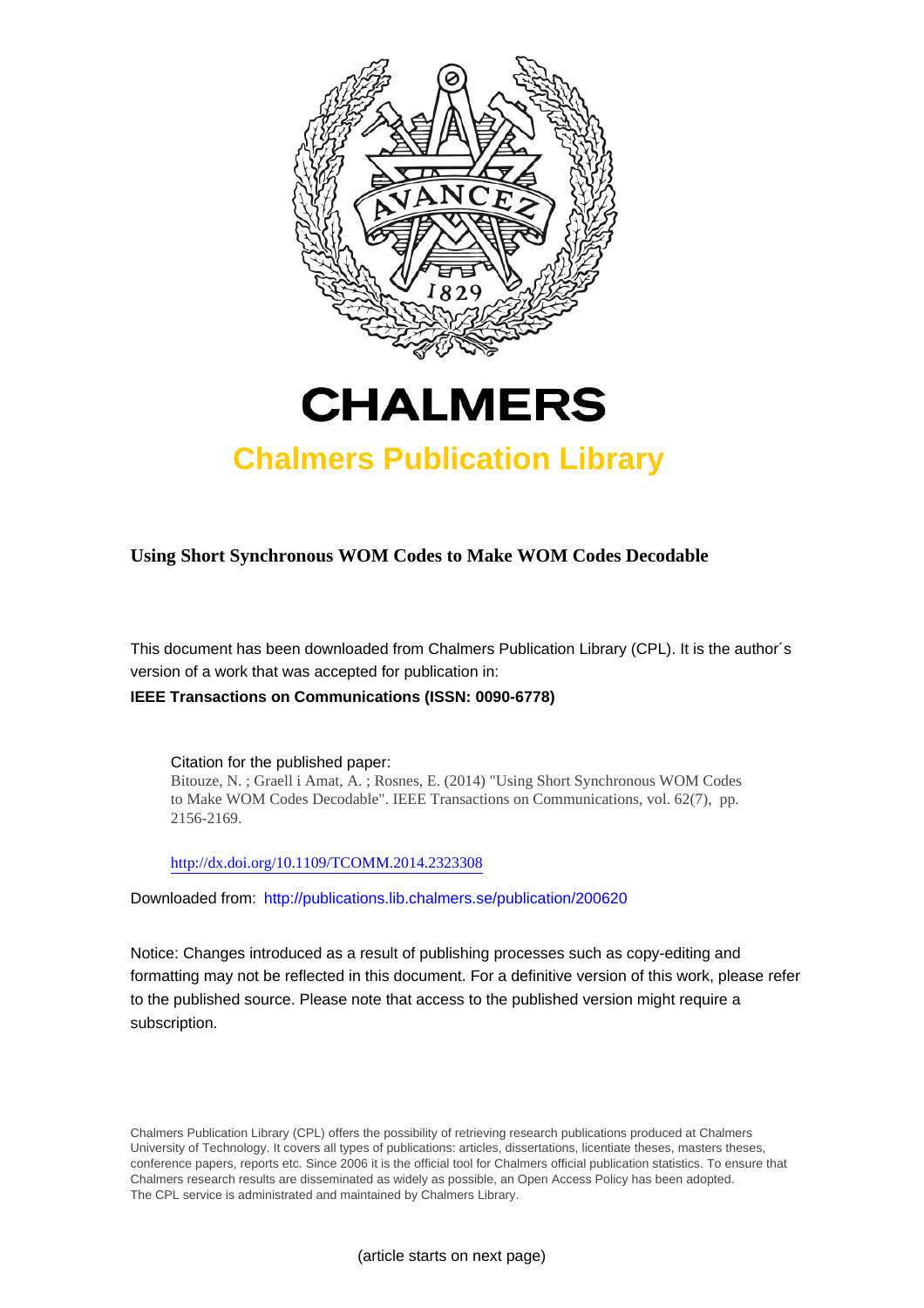# CHALMERS

## Chalmers Publication Library

**Using Short Synchronous WOM Codes to Make WOM Codes Decodable**

This document has been downloaded from Chalmers Publication Library (CPL). It is the author´s version of a work that was accepted for publication in:

**IEEE Transactions on Communications (ISSN: 0090-6778)**

Citation for the published paper:
Bitouze, N. ; Graell i Amat, A. ; Rosnes, E. (2014) "Using Short Synchronous WOM Codes to Make WOM Codes Decodable". IEEE Transactions on Communications, vol. 62(7), pp. 2156-2169.

http://dx.doi.org/10.1109/TCOMM.2014.2323308

Downloaded from: http://publications.lib.chalmers.se/publication/200620

Notice: Changes introduced as a result of publishing processes such as copy-editing and formatting may not be reflected in this document. For a definitive version of this work, please refer to the published source. Please note that access to the published version might require a subscription.

Chalmers Publication Library (CPL) offers the possibility of retrieving research publications produced at Chalmers University of Technology. It covers all types of publications: articles, dissertations, licentiate theses, masters theses, conference papers, reports etc. Since 2006 it is the official tool for Chalmers official publication statistics. To ensure that Chalmers research results are disseminated as widely as possible, an Open Access Policy has been adopted. The CPL service is administrated and maintained by Chalmers Library.

(article starts on next page)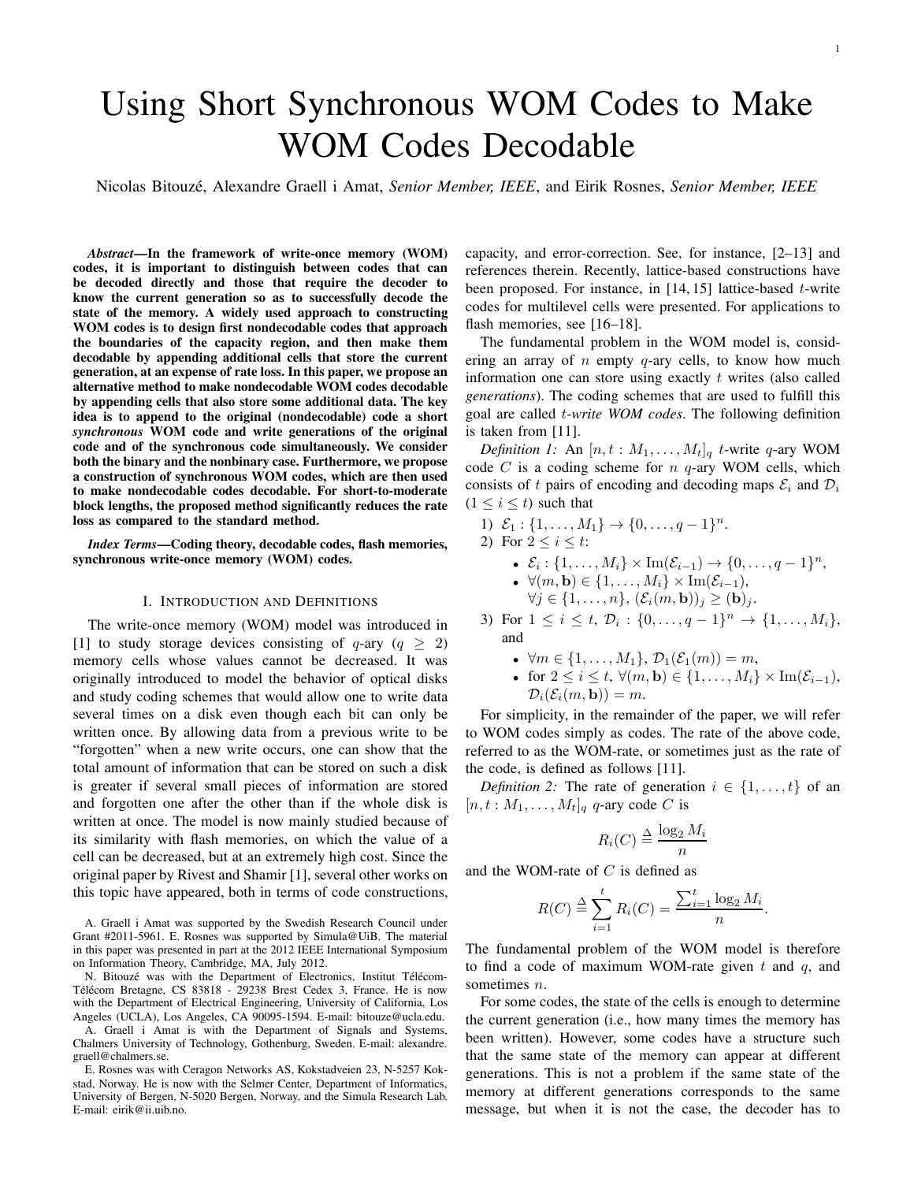# Using Short Synchronous WOM Codes to Make WOM Codes Decodable

Nicolas Bitouzé, Alexandre Graell i Amat, *Senior Member, IEEE*, and Eirik Rosnes, *Senior Member, IEEE*

***Abstract*—In the framework of write-once memory (WOM) codes, it is important to distinguish between codes that can be decoded directly and those that require the decoder to know the current generation so as to successfully decode the state of the memory. A widely used approach to constructing WOM codes is to design first nondecodable codes that approach the boundaries of the capacity region, and then make them decodable by appending additional cells that store the current generation, at an expense of rate loss. In this paper, we propose an alternative method to make nondecodable WOM codes decodable by appending cells that also store some additional data. The key idea is to append to the original (nondecodable) code a short *synchronous* WOM code and write generations of the original code and of the synchronous code simultaneously. We consider both the binary and the nonbinary case. Furthermore, we propose a construction of synchronous WOM codes, which are then used to make nondecodable codes decodable. For short-to-moderate block lengths, the proposed method significantly reduces the rate loss as compared to the standard method.**

***Index Terms*—Coding theory, decodable codes, flash memories, synchronous write-once memory (WOM) codes.**

## I. Introduction and Definitions

The write-once memory (WOM) model was introduced in [1] to study storage devices consisting of $q$-ary ($q \geq 2$) memory cells whose values cannot be decreased. It was originally introduced to model the behavior of optical disks and study coding schemes that would allow one to write data several times on a disk even though each bit can only be written once. By allowing data from a previous write to be "forgotten" when a new write occurs, one can show that the total amount of information that can be stored on such a disk is greater if several small pieces of information are stored and forgotten one after the other than if the whole disk is written at once. The model is now mainly studied because of its similarity with flash memories, on which the value of a cell can be decreased, but at an extremely high cost. Since the original paper by Rivest and Shamir [1], several other works on this topic have appeared, both in terms of code constructions, capacity, and error-correction. See, for instance, [2–13] and references therein. Recently, lattice-based constructions have been proposed. For instance, in [14, 15] lattice-based $t$-write codes for multilevel cells were presented. For applications to flash memories, see [16–18].

The fundamental problem in the WOM model is, considering an array of $n$ empty $q$-ary cells, to know how much information one can store using exactly $t$ writes (also called *generations*). The coding schemes that are used to fulfill this goal are called *$t$-write WOM codes*. The following definition is taken from [11].

*Definition 1:* An $[n, t : M_1, \ldots, M_t]_q$ $t$-write $q$-ary WOM code $C$ is a coding scheme for $n$ $q$-ary WOM cells, which consists of $t$ pairs of encoding and decoding maps $\mathcal{E}_i$ and $\mathcal{D}_i$ ($1 \leq i \leq t$) such that

1) $\mathcal{E}_1 : \{1, \ldots, M_1\} \to \{0, \ldots, q-1\}^n$.
2) For $2 \leq i \leq t$:
   - $\mathcal{E}_i : \{1, \ldots, M_i\} \times \mathrm{Im}(\mathcal{E}_{i-1}) \to \{0, \ldots, q-1\}^n$,
   - $\forall (m, \mathbf{b}) \in \{1, \ldots, M_i\} \times \mathrm{Im}(\mathcal{E}_{i-1})$, $\forall j \in \{1, \ldots, n\}$, $(\mathcal{E}_i(m, \mathbf{b}))_j \geq (\mathbf{b})_j$.
3) For $1 \leq i \leq t$, $\mathcal{D}_i : \{0, \ldots, q-1\}^n \to \{1, \ldots, M_i\}$, and
   - $\forall m \in \{1, \ldots, M_1\}$, $\mathcal{D}_1(\mathcal{E}_1(m)) = m$,
   - for $2 \leq i \leq t$, $\forall (m, \mathbf{b}) \in \{1, \ldots, M_i\} \times \mathrm{Im}(\mathcal{E}_{i-1})$, $\mathcal{D}_i(\mathcal{E}_i(m, \mathbf{b})) = m$.

For simplicity, in the remainder of the paper, we will refer to WOM codes simply as codes. The rate of the above code, referred to as the WOM-rate, or sometimes just as the rate of the code, is defined as follows [11].

*Definition 2:* The rate of generation $i \in \{1, \ldots, t\}$ of an $[n, t : M_1, \ldots, M_t]_q$ $q$-ary code $C$ is

$$R_i(C) \triangleq \frac{\log_2 M_i}{n}$$

and the WOM-rate of $C$ is defined as

$$R(C) \triangleq \sum_{i=1}^{t} R_i(C) = \frac{\sum_{i=1}^{t} \log_2 M_i}{n}.$$

The fundamental problem of the WOM model is therefore to find a code of maximum WOM-rate given $t$ and $q$, and sometimes $n$.

For some codes, the state of the cells is enough to determine the current generation (i.e., how many times the memory has been written). However, some codes have a structure such that the same state of the memory can appear at different generations. This is not a problem if the same state of the memory at different generations corresponds to the same message, but when it is not the case, the decoder has to

A. Graell i Amat was supported by the Swedish Research Council under Grant #2011-5961. E. Rosnes was supported by Simula@UiB. The material in this paper was presented in part at the 2012 IEEE International Symposium on Information Theory, Cambridge, MA, July 2012.

N. Bitouzé was with the Department of Electronics, Institut Télécom-Télécom Bretagne, CS 83818 - 29238 Brest Cedex 3, France. He is now with the Department of Electrical Engineering, University of California, Los Angeles (UCLA), Los Angeles, CA 90095-1594. E-mail: bitouze@ucla.edu.

A. Graell i Amat is with the Department of Signals and Systems, Chalmers University of Technology, Gothenburg, Sweden. E-mail: alexandre.graell@chalmers.se.

E. Rosnes was with Ceragon Networks AS, Kokstadveien 23, N-5257 Kokstad, Norway. He is now with the Selmer Center, Department of Informatics, University of Bergen, N-5020 Bergen, Norway, and the Simula Research Lab. E-mail: eirik@ii.uib.no.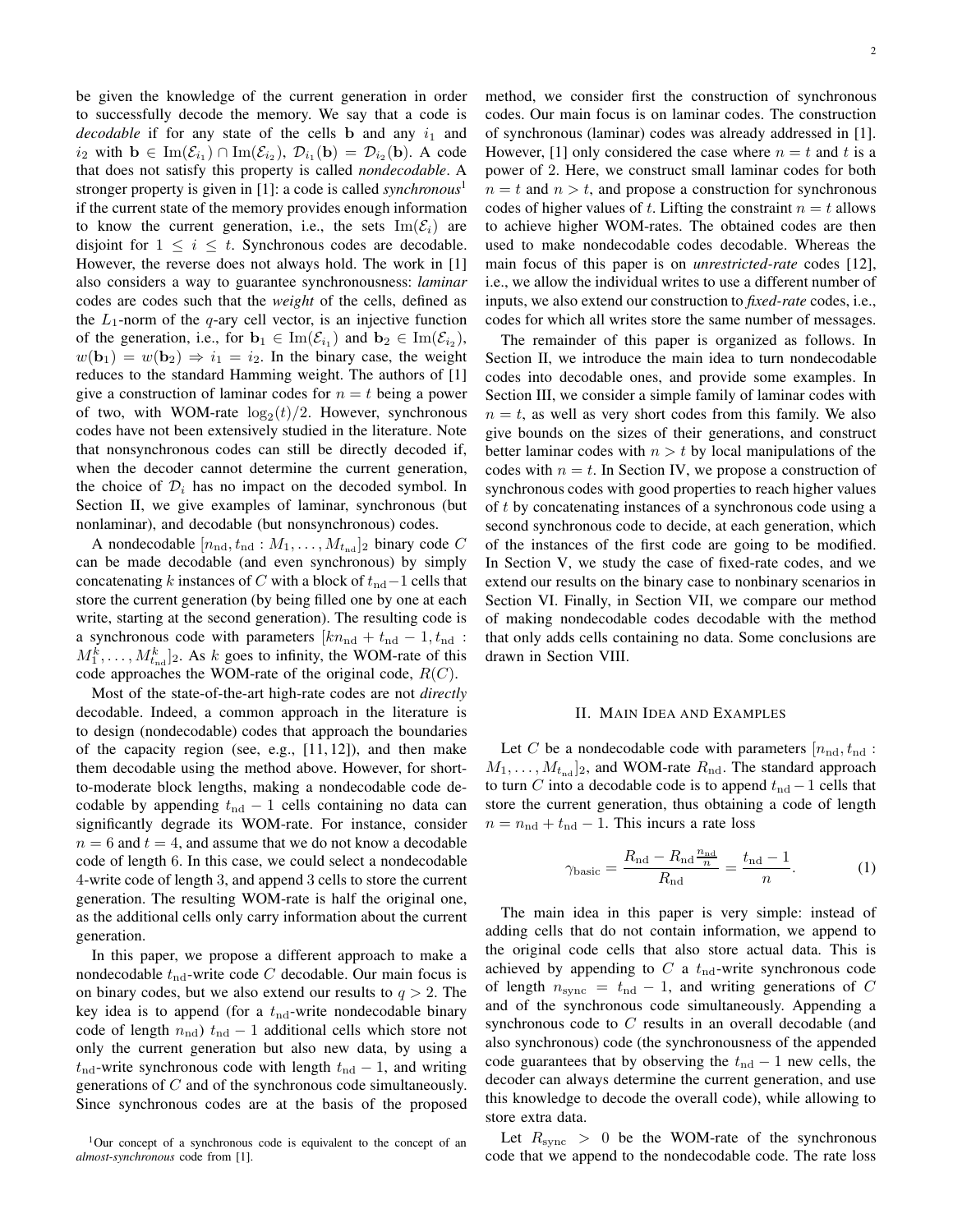be given the knowledge of the current generation in order to successfully decode the memory. We say that a code is *decodable* if for any state of the cells $\mathbf{b}$ and any $i_1$ and $i_2$ with $\mathbf{b} \in \mathrm{Im}(\mathcal{E}_{i_1}) \cap \mathrm{Im}(\mathcal{E}_{i_2})$, $\mathcal{D}_{i_1}(\mathbf{b}) = \mathcal{D}_{i_2}(\mathbf{b})$. A code that does not satisfy this property is called *nondecodable*. A stronger property is given in [1]: a code is called *synchronous*[1] if the current state of the memory provides enough information to know the current generation, i.e., the sets $\mathrm{Im}(\mathcal{E}_i)$ are disjoint for $1 \le i \le t$. Synchronous codes are decodable. However, the reverse does not always hold. The work in [1] also considers a way to guarantee synchronousness: *laminar* codes are codes such that the *weight* of the cells, defined as the $L_1$-norm of the $q$-ary cell vector, is an injective function of the generation, i.e., for $\mathbf{b}_1 \in \mathrm{Im}(\mathcal{E}_{i_1})$ and $\mathbf{b}_2 \in \mathrm{Im}(\mathcal{E}_{i_2})$, $w(\mathbf{b}_1) = w(\mathbf{b}_2) \Rightarrow i_1 = i_2$. In the binary case, the weight reduces to the standard Hamming weight. The authors of [1] give a construction of laminar codes for $n = t$ being a power of two, with WOM-rate $\log_2(t)/2$. However, synchronous codes have not been extensively studied in the literature. Note that nonsynchronous codes can still be directly decoded if, when the decoder cannot determine the current generation, the choice of $\mathcal{D}_i$ has no impact on the decoded symbol. In Section II, we give examples of laminar, synchronous (but nonlaminar), and decodable (but nonsynchronous) codes.

A nondecodable $[n_{\mathrm{nd}}, t_{\mathrm{nd}} : M_1, \ldots, M_{t_{\mathrm{nd}}}]_2$ binary code $C$ can be made decodable (and even synchronous) by simply concatenating $k$ instances of $C$ with a block of $t_{\mathrm{nd}}-1$ cells that store the current generation (by being filled one by one at each write, starting at the second generation). The resulting code is a synchronous code with parameters $[kn_{\mathrm{nd}} + t_{\mathrm{nd}} - 1, t_{\mathrm{nd}} : M_1^k, \ldots, M_{t_{\mathrm{nd}}}^k]_2$. As $k$ goes to infinity, the WOM-rate of this code approaches the WOM-rate of the original code, $R(C)$.

Most of the state-of-the-art high-rate codes are not *directly* decodable. Indeed, a common approach in the literature is to design (nondecodable) codes that approach the boundaries of the capacity region (see, e.g., [11, 12]), and then make them decodable using the method above. However, for short-to-moderate block lengths, making a nondecodable code decodable by appending $t_{\mathrm{nd}} - 1$ cells containing no data can significantly degrade its WOM-rate. For instance, consider $n = 6$ and $t = 4$, and assume that we do not know a decodable code of length 6. In this case, we could select a nondecodable 4-write code of length 3, and append 3 cells to store the current generation. The resulting WOM-rate is half the original one, as the additional cells only carry information about the current generation.

In this paper, we propose a different approach to make a nondecodable $t_{\mathrm{nd}}$-write code $C$ decodable. Our main focus is on binary codes, but we also extend our results to $q > 2$. The key idea is to append (for a $t_{\mathrm{nd}}$-write nondecodable binary code of length $n_{\mathrm{nd}}$) $t_{\mathrm{nd}} - 1$ additional cells which store not only the current generation but also new data, by using a $t_{\mathrm{nd}}$-write synchronous code with length $t_{\mathrm{nd}} - 1$, and writing generations of $C$ and of the synchronous code simultaneously. Since synchronous codes are at the basis of the proposed method, we consider first the construction of synchronous codes. Our main focus is on laminar codes. The construction of synchronous (laminar) codes was already addressed in [1]. However, [1] only considered the case where $n = t$ and $t$ is a power of 2. Here, we construct small laminar codes for both $n = t$ and $n > t$, and propose a construction for synchronous codes of higher values of $t$. Lifting the constraint $n = t$ allows to achieve higher WOM-rates. The obtained codes are then used to make nondecodable codes decodable. Whereas the main focus of this paper is on *unrestricted-rate* codes [12], i.e., we allow the individual writes to use a different number of inputs, we also extend our construction to *fixed-rate* codes, i.e., codes for which all writes store the same number of messages.

The remainder of this paper is organized as follows. In Section II, we introduce the main idea to turn nondecodable codes into decodable ones, and provide some examples. In Section III, we consider a simple family of laminar codes with $n = t$, as well as very short codes from this family. We also give bounds on the sizes of their generations, and construct better laminar codes with $n > t$ by local manipulations of the codes with $n = t$. In Section IV, we propose a construction of synchronous codes with good properties to reach higher values of $t$ by concatenating instances of a synchronous code using a second synchronous code to decide, at each generation, which of the instances of the first code are going to be modified. In Section V, we study the case of fixed-rate codes, and we extend our results on the binary case to nonbinary scenarios in Section VI. Finally, in Section VII, we compare our method of making nondecodable codes decodable with the method that only adds cells containing no data. Some conclusions are drawn in Section VIII.

## II. Main Idea and Examples

Let $C$ be a nondecodable code with parameters $[n_{\mathrm{nd}}, t_{\mathrm{nd}} : M_1, \ldots, M_{t_{\mathrm{nd}}}]_2$, and WOM-rate $R_{\mathrm{nd}}$. The standard approach to turn $C$ into a decodable code is to append $t_{\mathrm{nd}} - 1$ cells that store the current generation, thus obtaining a code of length $n = n_{\mathrm{nd}} + t_{\mathrm{nd}} - 1$. This incurs a rate loss

$$\gamma_{\mathrm{basic}} = \frac{R_{\mathrm{nd}} - R_{\mathrm{nd}} \frac{n_{\mathrm{nd}}}{n}}{R_{\mathrm{nd}}} = \frac{t_{\mathrm{nd}} - 1}{n}. \tag{1}$$

The main idea in this paper is very simple: instead of adding cells that do not contain information, we append to the original code cells that also store actual data. This is achieved by appending to $C$ a $t_{\mathrm{nd}}$-write synchronous code of length $n_{\mathrm{sync}} = t_{\mathrm{nd}} - 1$, and writing generations of $C$ and of the synchronous code simultaneously. Appending a synchronous code to $C$ results in an overall decodable (and also synchronous) code (the synchronousness of the appended code guarantees that by observing the $t_{\mathrm{nd}} - 1$ new cells, the decoder can always determine the current generation, and use this knowledge to decode the overall code), while allowing to store extra data.

Let $R_{\mathrm{sync}} > 0$ be the WOM-rate of the synchronous code that we append to the nondecodable code. The rate loss

[1] Our concept of a synchronous code is equivalent to the concept of an *almost-synchronous* code from [1].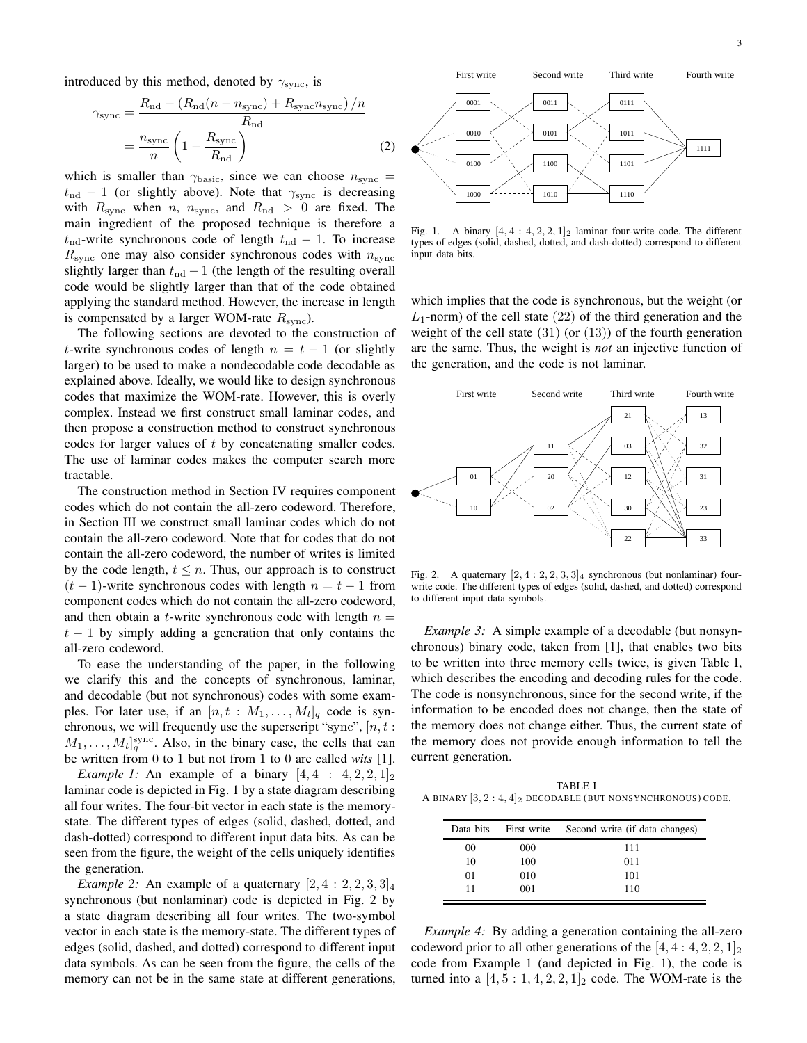introduced by this method, denoted by $\gamma_{\rm sync}$, is

$$\begin{aligned}\gamma_{\rm sync} &= \frac{R_{\rm nd} - (R_{\rm nd}(n - n_{\rm sync}) + R_{\rm sync} n_{\rm sync})/n}{R_{\rm nd}} \\ &= \frac{n_{\rm sync}}{n}\left(1 - \frac{R_{\rm sync}}{R_{\rm nd}}\right) \end{aligned} \tag{2}$$

which is smaller than $\gamma_{\rm basic}$, since we can choose $n_{\rm sync} = t_{\rm nd} - 1$ (or slightly above). Note that $\gamma_{\rm sync}$ is decreasing with $R_{\rm sync}$ when $n$, $n_{\rm sync}$, and $R_{\rm nd} > 0$ are fixed. The main ingredient of the proposed technique is therefore a $t_{\rm nd}$-write synchronous code of length $t_{\rm nd} - 1$. To increase $R_{\rm sync}$ one may also consider synchronous codes with $n_{\rm sync}$ slightly larger than $t_{\rm nd} - 1$ (the length of the resulting overall code would be slightly larger than that of the code obtained applying the standard method. However, the increase in length is compensated by a larger WOM-rate $R_{\rm sync}$).

The following sections are devoted to the construction of $t$-write synchronous codes of length $n = t - 1$ (or slightly larger) to be used to make a nondecodable code decodable as explained above. Ideally, we would like to design synchronous codes that maximize the WOM-rate. However, this is overly complex. Instead we first construct small laminar codes, and then propose a construction method to construct synchronous codes for larger values of $t$ by concatenating smaller codes. The use of laminar codes makes the computer search more tractable.

The construction method in Section IV requires component codes which do not contain the all-zero codeword. Therefore, in Section III we construct small laminar codes which do not contain the all-zero codeword. Note that for codes that do not contain the all-zero codeword, the number of writes is limited by the code length, $t \leq n$. Thus, our approach is to construct $(t-1)$-write synchronous codes with length $n = t - 1$ from component codes which do not contain the all-zero codeword, and then obtain a $t$-write synchronous code with length $n = t - 1$ by simply adding a generation that only contains the all-zero codeword.

To ease the understanding of the paper, in the following we clarify this and the concepts of synchronous, laminar, and decodable (but not synchronous) codes with some examples. For later use, if an $[n, t : M_1, \ldots, M_t]_q$ code is synchronous, we will frequently use the superscript "sync", $[n, t : M_1, \ldots, M_t]_q^{\rm sync}$. Also, in the binary case, the cells that can be written from 0 to 1 but not from 1 to 0 are called *wits* [1].

*Example 1:* An example of a binary $[4, 4 : 4, 2, 2, 1]_2$ laminar code is depicted in Fig. 1 by a state diagram describing all four writes. The four-bit vector in each state is the memory-state. The different types of edges (solid, dashed, dotted, and dash-dotted) correspond to different input data bits. As can be seen from the figure, the weight of the cells uniquely identifies the generation.

*Example 2:* An example of a quaternary $[2, 4 : 2, 2, 3, 3]_4$ synchronous (but nonlaminar) code is depicted in Fig. 2 by a state diagram describing all four writes. The two-symbol vector in each state is the memory-state. The different types of edges (solid, dashed, and dotted) correspond to different input data symbols. As can be seen from the figure, the cells of the memory can not be in the same state at different generations, which implies that the code is synchronous, but the weight (or $L_1$-norm) of the cell state $(22)$ of the third generation and the weight of the cell state $(31)$ (or $(13)$) of the fourth generation are the same. Thus, the weight is *not* an injective function of the generation, and the code is not laminar.

Fig. 1. A binary $[4, 4 : 4, 2, 2, 1]_2$ laminar four-write code. The different types of edges (solid, dashed, dotted, and dash-dotted) correspond to different input data bits.

Fig. 2. A quaternary $[2, 4 : 2, 2, 3, 3]_4$ synchronous (but nonlaminar) four-write code. The different types of edges (solid, dashed, and dotted) correspond to different input data symbols.

*Example 3:* A simple example of a decodable (but nonsynchronous) binary code, taken from [1], that enables two bits to be written into three memory cells twice, is given Table I, which describes the encoding and decoding rules for the code. The code is nonsynchronous, since for the second write, if the information to be encoded does not change, then the state of the memory does not change either. Thus, the current state of the memory does not provide enough information to tell the current generation.

TABLE I
A BINARY $[3, 2 : 4, 4]_2$ DECODABLE (BUT NONSYNCHRONOUS) CODE.

| Data bits | First write | Second write (if data changes) |
|---|---|---|
| 00 | 000 | 111 |
| 10 | 100 | 011 |
| 01 | 010 | 101 |
| 11 | 001 | 110 |

*Example 4:* By adding a generation containing the all-zero codeword prior to all other generations of the $[4, 4 : 4, 2, 2, 1]_2$ code from Example 1 (and depicted in Fig. 1), the code is turned into a $[4, 5 : 1, 4, 2, 2, 1]_2$ code. The WOM-rate is the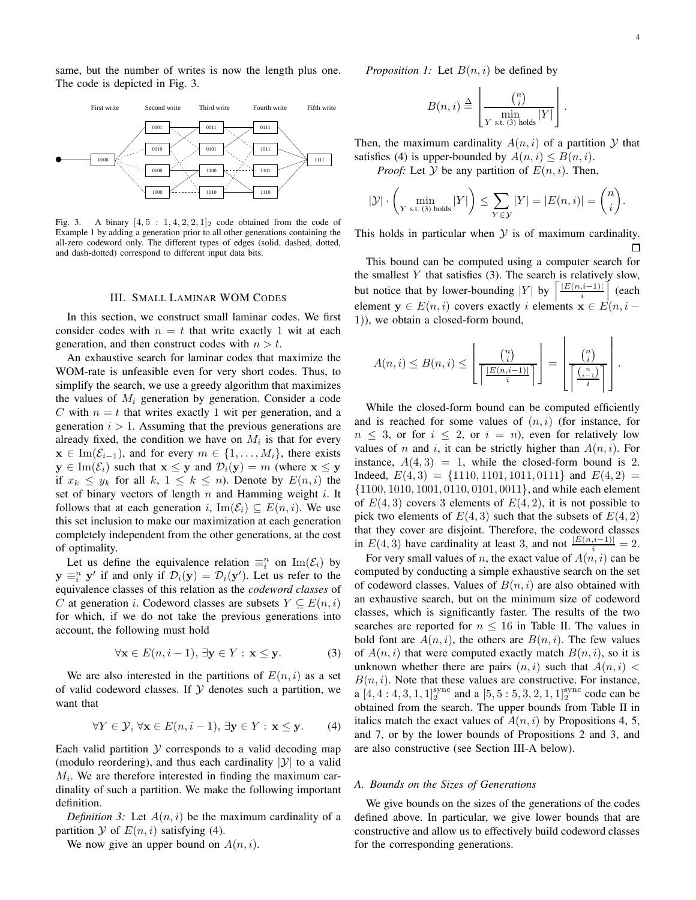same, but the number of writes is now the length plus one. The code is depicted in Fig. 3.

Fig. 3. A binary $[4, 5 : 1, 4, 2, 2, 1]_2$ code obtained from the code of Example 1 by adding a generation prior to all other generations containing the all-zero codeword only. The different types of edges (solid, dashed, dotted, and dash-dotted) correspond to different input data bits.

## III. Small Laminar WOM Codes

In this section, we construct small laminar codes. We first consider codes with $n = t$ that write exactly 1 wit at each generation, and then construct codes with $n > t$.

An exhaustive search for laminar codes that maximize the WOM-rate is unfeasible even for very short codes. Thus, to simplify the search, we use a greedy algorithm that maximizes the values of $M_i$ generation by generation. Consider a code $C$ with $n = t$ that writes exactly 1 wit per generation, and a generation $i > 1$. Assuming that the previous generations are already fixed, the condition we have on $M_i$ is that for every $\mathbf{x} \in \mathrm{Im}(\mathcal{E}_{i-1})$, and for every $m \in \{1, \ldots, M_i\}$, there exists $\mathbf{y} \in \mathrm{Im}(\mathcal{E}_i)$ such that $\mathbf{x} \leq \mathbf{y}$ and $\mathcal{D}_i(\mathbf{y}) = m$ (where $\mathbf{x} \leq \mathbf{y}$ if $x_k \leq y_k$ for all $k$, $1 \leq k \leq n$). Denote by $E(n, i)$ the set of binary vectors of length $n$ and Hamming weight $i$. It follows that at each generation $i$, $\mathrm{Im}(\mathcal{E}_i) \subseteq E(n, i)$. We use this set inclusion to make our maximization at each generation completely independent from the other generations, at the cost of optimality.

Let us define the equivalence relation $\equiv_i^n$ on $\mathrm{Im}(\mathcal{E}_i)$ by $\mathbf{y} \equiv_i^n \mathbf{y}'$ if and only if $\mathcal{D}_i(\mathbf{y}) = \mathcal{D}_i(\mathbf{y}')$. Let us refer to the equivalence classes of this relation as the *codeword classes* of $C$ at generation $i$. Codeword classes are subsets $Y \subseteq E(n, i)$ for which, if we do not take the previous generations into account, the following must hold

$$\forall \mathbf{x} \in E(n, i-1), \exists \mathbf{y} \in Y : \mathbf{x} \leq \mathbf{y}. \tag{3}$$

We are also interested in the partitions of $E(n, i)$ as a set of valid codeword classes. If $\mathcal{Y}$ denotes such a partition, we want that

$$\forall Y \in \mathcal{Y}, \forall \mathbf{x} \in E(n, i-1), \exists \mathbf{y} \in Y : \mathbf{x} \leq \mathbf{y}. \tag{4}$$

Each valid partition $\mathcal{Y}$ corresponds to a valid decoding map (modulo reordering), and thus each cardinality $|\mathcal{Y}|$ to a valid $M_i$. We are therefore interested in finding the maximum cardinality of such a partition. We make the following important definition.

*Definition 3:* Let $A(n, i)$ be the maximum cardinality of a partition $\mathcal{Y}$ of $E(n, i)$ satisfying (4).

We now give an upper bound on $A(n, i)$.

*Proposition 1:* Let $B(n, i)$ be defined by

$$B(n, i) \triangleq \left\lfloor \frac{\binom{n}{i}}{\min\limits_{Y \text{ s.t. (3) holds}} |Y|} \right\rfloor.$$

Then, the maximum cardinality $A(n, i)$ of a partition $\mathcal{Y}$ that satisfies (4) is upper-bounded by $A(n, i) \leq B(n, i)$.

*Proof:* Let $\mathcal{Y}$ be any partition of $E(n, i)$. Then,

$$|\mathcal{Y}| \cdot \left( \min_{Y \text{ s.t. (3) holds}} |Y| \right) \leq \sum_{Y \in \mathcal{Y}} |Y| = |E(n, i)| = \binom{n}{i}.$$

This holds in particular when $\mathcal{Y}$ is of maximum cardinality. □

This bound can be computed using a computer search for the smallest $Y$ that satisfies (3). The search is relatively slow, but notice that by lower-bounding $|Y|$ by $\left\lceil \frac{|E(n,i-1)|}{i} \right\rceil$ (each element $\mathbf{y} \in E(n, i)$ covers exactly $i$ elements $\mathbf{x} \in E(n, i-1)$), we obtain a closed-form bound,

$$A(n, i) \leq B(n, i) \leq \left\lfloor \frac{\binom{n}{i}}{\left\lceil \frac{|E(n,i-1)|}{i} \right\rceil} \right\rfloor = \left\lfloor \frac{\binom{n}{i}}{\left\lceil \frac{\binom{n}{i-1}}{i} \right\rceil} \right\rfloor.$$

While the closed-form bound can be computed efficiently and is reached for some values of $(n, i)$ (for instance, for $n \leq 3$, or for $i \leq 2$, or $i = n$), even for relatively low values of $n$ and $i$, it can be strictly higher than $A(n, i)$. For instance, $A(4, 3) = 1$, while the closed-form bound is 2. Indeed, $E(4, 3) = \{1110, 1101, 1011, 0111\}$ and $E(4, 2) = \{1100, 1010, 1001, 0110, 0101, 0011\}$, and while each element of $E(4, 3)$ covers 3 elements of $E(4, 2)$, it is not possible to pick two elements of $E(4, 3)$ such that the subsets of $E(4, 2)$ that they cover are disjoint. Therefore, the codeword classes in $E(4, 3)$ have cardinality at least 3, and not $\frac{|E(n,i-1)|}{i} = 2$.

For very small values of $n$, the exact value of $A(n, i)$ can be computed by conducting a simple exhaustive search on the set of codeword classes. Values of $B(n, i)$ are also obtained with an exhaustive search, but on the minimum size of codeword classes, which is significantly faster. The results of the two searches are reported for $n \leq 16$ in Table II. The values in bold font are $A(n, i)$, the others are $B(n, i)$. The few values of $A(n, i)$ that were computed exactly match $B(n, i)$, so it is unknown whether there are pairs $(n, i)$ such that $A(n, i) < B(n, i)$. Note that these values are constructive. For instance, a $[4, 4 : 4, 3, 1, 1]_2^{\text{sync}}$ and a $[5, 5 : 5, 3, 2, 1, 1]_2^{\text{sync}}$ code can be obtained from the search. The upper bounds from Table II in italics match the exact values of $A(n, i)$ by Propositions 4, 5, and 7, or by the lower bounds of Propositions 2 and 3, and are also constructive (see Section III-A below).

### A. Bounds on the Sizes of Generations

We give bounds on the sizes of the generations of the codes defined above. In particular, we give lower bounds that are constructive and allow us to effectively build codeword classes for the corresponding generations.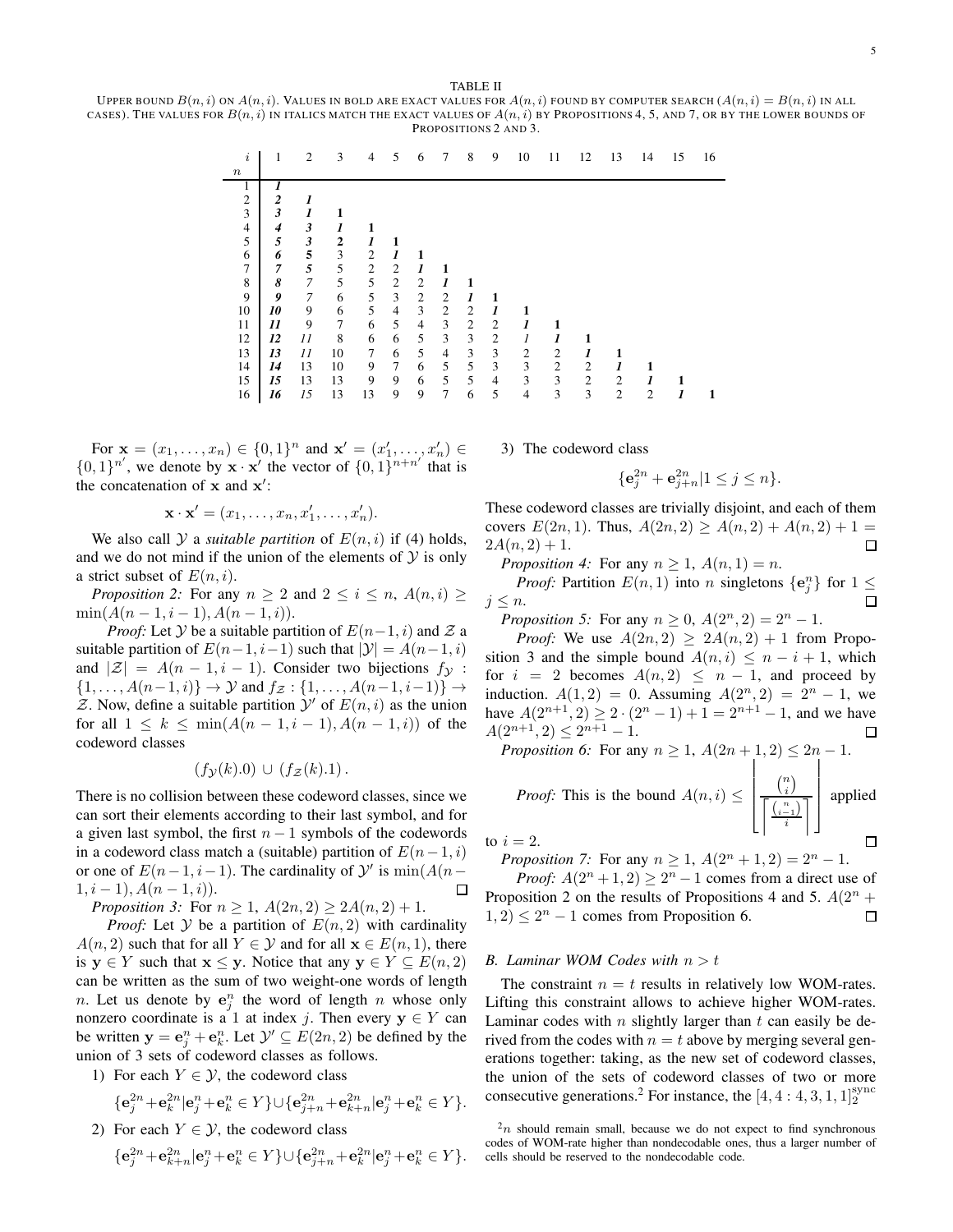TABLE II

UPPER BOUND $B(n,i)$ ON $A(n,i)$. VALUES IN BOLD ARE EXACT VALUES FOR $A(n,i)$ FOUND BY COMPUTER SEARCH ($A(n,i) = B(n,i)$ IN ALL CASES). THE VALUES FOR $B(n,i)$ IN ITALICS MATCH THE EXACT VALUES OF $A(n,i)$ BY PROPOSITIONS 4, 5, AND 7, OR BY THE LOWER BOUNDS OF PROPOSITIONS 2 AND 3.

| $n$ \ $i$ | 1 | 2 | 3 | 4 | 5 | 6 | 7 | 8 | 9 | 10 | 11 | 12 | 13 | 14 | 15 | 16 |
|---|---|---|---|---|---|---|---|---|---|---|---|---|---|---|---|---|
| 1 | ***1*** | | | | | | | | | | | | | | | |
| 2 | ***2*** | ***1*** | | | | | | | | | | | | | | |
| 3 | ***3*** | ***1*** | **1** | | | | | | | | | | | | | |
| 4 | ***4*** | ***3*** | ***1*** | **1** | | | | | | | | | | | | |
| 5 | ***5*** | ***3*** | **2** | ***1*** | **1** | | | | | | | | | | | |
| 6 | ***6*** | **5** | 3 | 2 | ***1*** | **1** | | | | | | | | | | |
| 7 | ***7*** | ***5*** | 5 | 2 | 2 | ***1*** | **1** | | | | | | | | | |
| 8 | ***8*** | *7* | 5 | 5 | 2 | 2 | ***1*** | **1** | | | | | | | | |
| 9 | ***9*** | *7* | 6 | 5 | 3 | 2 | 2 | ***1*** | **1** | | | | | | | |
| 10 | ***10*** | 9 | 6 | 5 | 4 | 3 | 2 | 2 | ***1*** | **1** | | | | | | |
| 11 | ***11*** | 9 | 7 | 6 | 5 | 4 | 3 | 2 | 2 | ***1*** | **1** | | | | | |
| 12 | ***12*** | *11* | 8 | 6 | 6 | 5 | 3 | 3 | 2 | *1* | ***1*** | **1** | | | | |
| 13 | ***13*** | *11* | 10 | 7 | 6 | 5 | 4 | 3 | 3 | 2 | 2 | ***1*** | **1** | | | |
| 14 | ***14*** | 13 | 10 | 9 | 7 | 6 | 5 | 5 | 3 | 3 | 2 | 2 | ***1*** | **1** | | |
| 15 | ***15*** | 13 | 13 | 9 | 9 | 6 | 5 | 5 | 4 | 3 | 3 | 2 | 2 | ***1*** | **1** | |
| 16 | ***16*** | *15* | 13 | 13 | 9 | 9 | 7 | 6 | 5 | 4 | 3 | 3 | 2 | 2 | ***1*** | **1** |

For $\mathbf{x} = (x_1, \ldots, x_n) \in \{0,1\}^n$ and $\mathbf{x}' = (x'_1, \ldots, x'_n) \in \{0,1\}^{n'}$, we denote by $\mathbf{x} \cdot \mathbf{x}'$ the vector of $\{0,1\}^{n+n'}$ that is the concatenation of $\mathbf{x}$ and $\mathbf{x}'$:

$$\mathbf{x} \cdot \mathbf{x}' = (x_1, \ldots, x_n, x'_1, \ldots, x'_n).$$

We also call $\mathcal{Y}$ a *suitable partition* of $E(n,i)$ if (4) holds, and we do not mind if the union of the elements of $\mathcal{Y}$ is only a strict subset of $E(n,i)$.

*Proposition 2:* For any $n \geq 2$ and $2 \leq i \leq n$, $A(n,i) \geq \min(A(n-1,i-1), A(n-1,i))$.

*Proof:* Let $\mathcal{Y}$ be a suitable partition of $E(n-1,i-1)$ and $\mathcal{Z}$ a suitable partition of $E(n-1,i-1)$ such that $|\mathcal{Y}| = A(n-1,i)$ and $|\mathcal{Z}| = A(n-1,i-1)$. Consider two bijections $f_{\mathcal{Y}} : \{1,\ldots,A(n-1,i)\} \to \mathcal{Y}$ and $f_{\mathcal{Z}} : \{1,\ldots,A(n-1,i-1)\} \to \mathcal{Z}$. Now, define a suitable partition $\mathcal{Y}'$ of $E(n,i)$ as the union for all $1 \leq k \leq \min(A(n-1,i-1), A(n-1,i))$ of the codeword classes

$$(f_{\mathcal{Y}}(k).0) \cup (f_{\mathcal{Z}}(k).1).$$

There is no collision between these codeword classes, since we can sort their elements according to their last symbol, and for a given last symbol, the first $n-1$ symbols of the codewords in a codeword class match a (suitable) partition of $E(n-1,i)$ or one of $E(n-1,i-1)$. The cardinality of $\mathcal{Y}'$ is $\min(A(n-1,i-1), A(n-1,i))$. $\square$

*Proposition 3:* For $n \geq 1$, $A(2n,2) \geq 2A(n,2)+1$.

*Proof:* Let $\mathcal{Y}$ be a partition of $E(n,2)$ with cardinality $A(n,2)$ such that for all $Y \in \mathcal{Y}$ and for all $\mathbf{x} \in E(n,1)$, there is $\mathbf{y} \in Y$ such that $\mathbf{x} \leq \mathbf{y}$. Notice that any $\mathbf{y} \in Y \subseteq E(n,2)$ can be written as the sum of two weight-one words of length $n$. Let us denote by $\mathbf{e}^n_j$ the word of length $n$ whose only nonzero coordinate is a 1 at index $j$. Then every $\mathbf{y} \in Y$ can be written $\mathbf{y} = \mathbf{e}^n_j + \mathbf{e}^n_k$. Let $\mathcal{Y}' \subseteq E(2n,2)$ be defined by the union of 3 sets of codeword classes as follows.

1) For each $Y \in \mathcal{Y}$, the codeword class

$$\{\mathbf{e}^{2n}_j + \mathbf{e}^{2n}_k | \mathbf{e}^n_j + \mathbf{e}^n_k \in Y\} \cup \{\mathbf{e}^{2n}_{j+n} + \mathbf{e}^{2n}_{k+n} | \mathbf{e}^n_j + \mathbf{e}^n_k \in Y\}.$$

2) For each $Y \in \mathcal{Y}$, the codeword class

$$\{\mathbf{e}^{2n}_j + \mathbf{e}^{2n}_{k+n} | \mathbf{e}^n_j + \mathbf{e}^n_k \in Y\} \cup \{\mathbf{e}^{2n}_{j+n} + \mathbf{e}^{2n}_k | \mathbf{e}^n_j + \mathbf{e}^n_k \in Y\}.$$

3) The codeword class

$$\{\mathbf{e}^{2n}_j + \mathbf{e}^{2n}_{j+n} | 1 \leq j \leq n\}.$$

These codeword classes are trivially disjoint, and each of them covers $E(2n,1)$. Thus, $A(2n,2) \geq A(n,2) + A(n,2) + 1 = 2A(n,2)+1$. $\square$

*Proposition 4:* For any $n \geq 1$, $A(n,1) = n$.

*Proof:* Partition $E(n,1)$ into $n$ singletons $\{\mathbf{e}^n_j\}$ for $1 \leq j \leq n$. $\square$

*Proposition 5:* For any $n \geq 0$, $A(2^n,2) = 2^n - 1$.

*Proof:* We use $A(2n,2) \geq 2A(n,2)+1$ from Proposition 3 and the simple bound $A(n,i) \leq n-i+1$, which for $i=2$ becomes $A(n,2) \leq n-1$, and proceed by induction. $A(1,2) = 0$. Assuming $A(2^n,2) = 2^n - 1$, we have $A(2^{n+1},2) \geq 2 \cdot (2^n - 1) + 1 = 2^{n+1} - 1$, and we have $A(2^{n+1},2) \leq 2^{n+1} - 1$. $\square$

*Proposition 6:* For any $n \geq 1$, $A(2n+1,2) \leq 2n-1$.

*Proof:* This is the bound $A(n,i) \leq \left\lfloor \frac{\binom{n}{i}}{\left\lceil \frac{\binom{n}{i-1}}{i} \right\rceil} \right\rfloor$ applied to $i = 2$. $\square$

*Proposition 7:* For any $n \geq 1$, $A(2^n+1,2) = 2^n - 1$.

*Proof:* $A(2^n+1,2) \geq 2^n - 1$ comes from a direct use of Proposition 2 on the results of Propositions 4 and 5. $A(2^n+1,2) \leq 2^n - 1$ comes from Proposition 6. $\square$

### B. Laminar WOM Codes with $n > t$

The constraint $n = t$ results in relatively low WOM-rates. Lifting this constraint allows to achieve higher WOM-rates. Laminar codes with $n$ slightly larger than $t$ can easily be derived from the codes with $n = t$ above by merging several generations together: taking, as the new set of codeword classes, the union of the sets of codeword classes of two or more consecutive generations.[2] For instance, the $[4,4:4,3,1,1]_2^{\text{sync}}$

[2] $n$ should remain small, because we do not expect to find synchronous codes of WOM-rate higher than nondecodable ones, thus a larger number of cells should be reserved to the nondecodable code.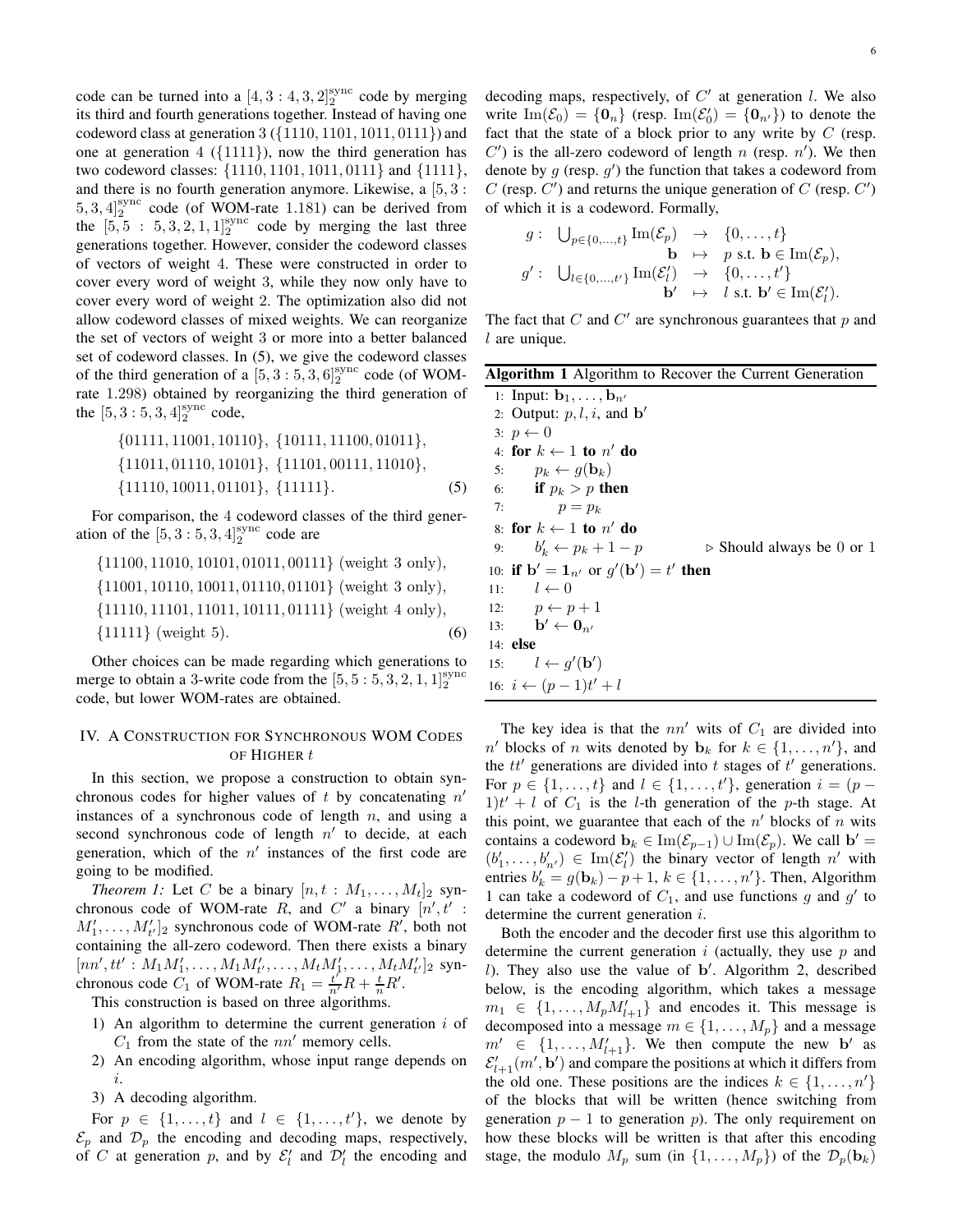code can be turned into a $[4, 3 : 4, 3, 2]_2^{\text{sync}}$ code by merging its third and fourth generations together. Instead of having one codeword class at generation 3 ($\{1110, 1101, 1011, 0111\}$) and one at generation 4 ($\{1111\}$), now the third generation has two codeword classes: $\{1110, 1101, 1011, 0111\}$ and $\{1111\}$, and there is no fourth generation anymore. Likewise, a $[5, 3 : 5, 3, 4]_2^{\text{sync}}$ code (of WOM-rate 1.181) can be derived from the $[5, 5 : 5, 3, 2, 1, 1]_2^{\text{sync}}$ code by merging the last three generations together. However, consider the codeword classes of vectors of weight 4. These were constructed in order to cover every word of weight 3, while they now only have to cover every word of weight 2. The optimization also did not allow codeword classes of mixed weights. We can reorganize the set of vectors of weight 3 or more into a better balanced set of codeword classes. In (5), we give the codeword classes of the third generation of a $[5, 3 : 5, 3, 6]_2^{\text{sync}}$ code (of WOM-rate 1.298) obtained by reorganizing the third generation of the $[5, 3 : 5, 3, 4]_2^{\text{sync}}$ code,

$$
\begin{aligned}
&\{01111, 11001, 10110\},\ \{10111, 11100, 01011\},\\
&\{11011, 01110, 10101\},\ \{11101, 00111, 11010\},\\
&\{11110, 10011, 01101\},\ \{11111\}. \qquad (5)
\end{aligned}
$$

For comparison, the 4 codeword classes of the third generation of the $[5, 3 : 5, 3, 4]_2^{\text{sync}}$ code are

$$
\begin{aligned}
&\{11100, 11010, 10101, 01011, 00111\} \text{ (weight 3 only)},\\
&\{11001, 10110, 10011, 01110, 01101\} \text{ (weight 3 only)},\\
&\{11110, 11101, 11011, 10111, 01111\} \text{ (weight 4 only)},\\
&\{11111\} \text{ (weight 5)}. \qquad (6)
\end{aligned}
$$

Other choices can be made regarding which generations to merge to obtain a 3-write code from the $[5, 5 : 5, 3, 2, 1, 1]_2^{\text{sync}}$ code, but lower WOM-rates are obtained.

## IV. A Construction for Synchronous WOM Codes of Higher $t$

In this section, we propose a construction to obtain synchronous codes for higher values of $t$ by concatenating $n'$ instances of a synchronous code of length $n$, and using a second synchronous code of length $n'$ to decide, at each generation, which of the $n'$ instances of the first code are going to be modified.

*Theorem 1:* Let $C$ be a binary $[n, t : M_1, \ldots, M_t]_2$ synchronous code of WOM-rate $R$, and $C'$ a binary $[n', t' : M'_1, \ldots, M'_{t'}]_2$ synchronous code of WOM-rate $R'$, both not containing the all-zero codeword. Then there exists a binary $[nn', tt' : M_1M'_1, \ldots, M_1M'_{t'}, \ldots, M_tM'_1, \ldots, M_tM'_{t'}]_2$ synchronous code $C_1$ of WOM-rate $R_1 = \frac{t'}{n'}R + \frac{t}{n}R'$.

This construction is based on three algorithms.

1) An algorithm to determine the current generation $i$ of $C_1$ from the state of the $nn'$ memory cells.
2) An encoding algorithm, whose input range depends on $i$.
3) A decoding algorithm.

For $p \in \{1, \ldots, t\}$ and $l \in \{1, \ldots, t'\}$, we denote by $\mathcal{E}_p$ and $\mathcal{D}_p$ the encoding and decoding maps, respectively, of $C$ at generation $p$, and by $\mathcal{E}'_l$ and $\mathcal{D}'_l$ the encoding and decoding maps, respectively, of $C'$ at generation $l$. We also write $\text{Im}(\mathcal{E}_0) = \{\mathbf{0}_n\}$ (resp. $\text{Im}(\mathcal{E}'_0) = \{\mathbf{0}_{n'}\}$) to denote the fact that the state of a block prior to any write by $C$ (resp. $C'$) is the all-zero codeword of length $n$ (resp. $n'$). We then denote by $g$ (resp. $g'$) the function that takes a codeword from $C$ (resp. $C'$) and returns the unique generation of $C$ (resp. $C'$) of which it is a codeword. Formally,

$$
\begin{aligned}
g:\ \bigcup_{p\in\{0,\ldots,t\}} \text{Im}(\mathcal{E}_p) &\to \{0, \ldots, t\}\\
\mathbf{b} &\mapsto p \text{ s.t. } \mathbf{b} \in \text{Im}(\mathcal{E}_p),\\
g':\ \bigcup_{l\in\{0,\ldots,t'\}} \text{Im}(\mathcal{E}'_l) &\to \{0, \ldots, t'\}\\
\mathbf{b}' &\mapsto l \text{ s.t. } \mathbf{b}' \in \text{Im}(\mathcal{E}'_l).
\end{aligned}
$$

The fact that $C$ and $C'$ are synchronous guarantees that $p$ and $l$ are unique.

**Algorithm 1** Algorithm to Recover the Current Generation

```
1: Input: b_1, ..., b_{n'}
2: Output: p, l, i, and b'
3: p ← 0
4: for k ← 1 to n' do
5:     p_k ← g(b_k)
6:     if p_k > p then
7:         p = p_k
8: for k ← 1 to n' do
9:     b'_k ← p_k + 1 − p          ▷ Should always be 0 or 1
10: if b' = 1_{n'} or g'(b') = t' then
11:     l ← 0
12:     p ← p + 1
13:     b' ← 0_{n'}
14: else
15:     l ← g'(b')
16: i ← (p − 1)t' + l
```

The key idea is that the $nn'$ wits of $C_1$ are divided into $n'$ blocks of $n$ wits denoted by $\mathbf{b}_k$ for $k \in \{1, \ldots, n'\}$, and the $tt'$ generations are divided into $t$ stages of $t'$ generations. For $p \in \{1, \ldots, t\}$ and $l \in \{1, \ldots, t'\}$, generation $i = (p-1)t' + l$ of $C_1$ is the $l$-th generation of the $p$-th stage. At this point, we guarantee that each of the $n'$ blocks of $n$ wits contains a codeword $\mathbf{b}_k \in \text{Im}(\mathcal{E}_{p-1}) \cup \text{Im}(\mathcal{E}_p)$. We call $\mathbf{b}' = (b'_1, \ldots, b'_{n'}) \in \text{Im}(\mathcal{E}'_l)$ the binary vector of length $n'$ with entries $b'_k = g(\mathbf{b}_k) - p + 1$, $k \in \{1, \ldots, n'\}$. Then, Algorithm 1 can take a codeword of $C_1$, and use functions $g$ and $g'$ to determine the current generation $i$.

Both the encoder and the decoder first use this algorithm to determine the current generation $i$ (actually, they use $p$ and $l$). They also use the value of $\mathbf{b}'$. Algorithm 2, described below, is the encoding algorithm, which takes a message $m_1 \in \{1, \ldots, M_pM'_{l+1}\}$ and encodes it. This message is decomposed into a message $m \in \{1, \ldots, M_p\}$ and a message $m' \in \{1, \ldots, M'_{l+1}\}$. We then compute the new $\mathbf{b}'$ as $\mathcal{E}'_{l+1}(m', \mathbf{b}')$ and compare the positions at which it differs from the old one. These positions are the indices $k \in \{1, \ldots, n'\}$ of the blocks that will be written (hence switching from generation $p-1$ to generation $p$). The only requirement on how these blocks will be written is that after this encoding stage, the modulo $M_p$ sum (in $\{1, \ldots, M_p\}$) of the $\mathcal{D}_p(\mathbf{b}_k)$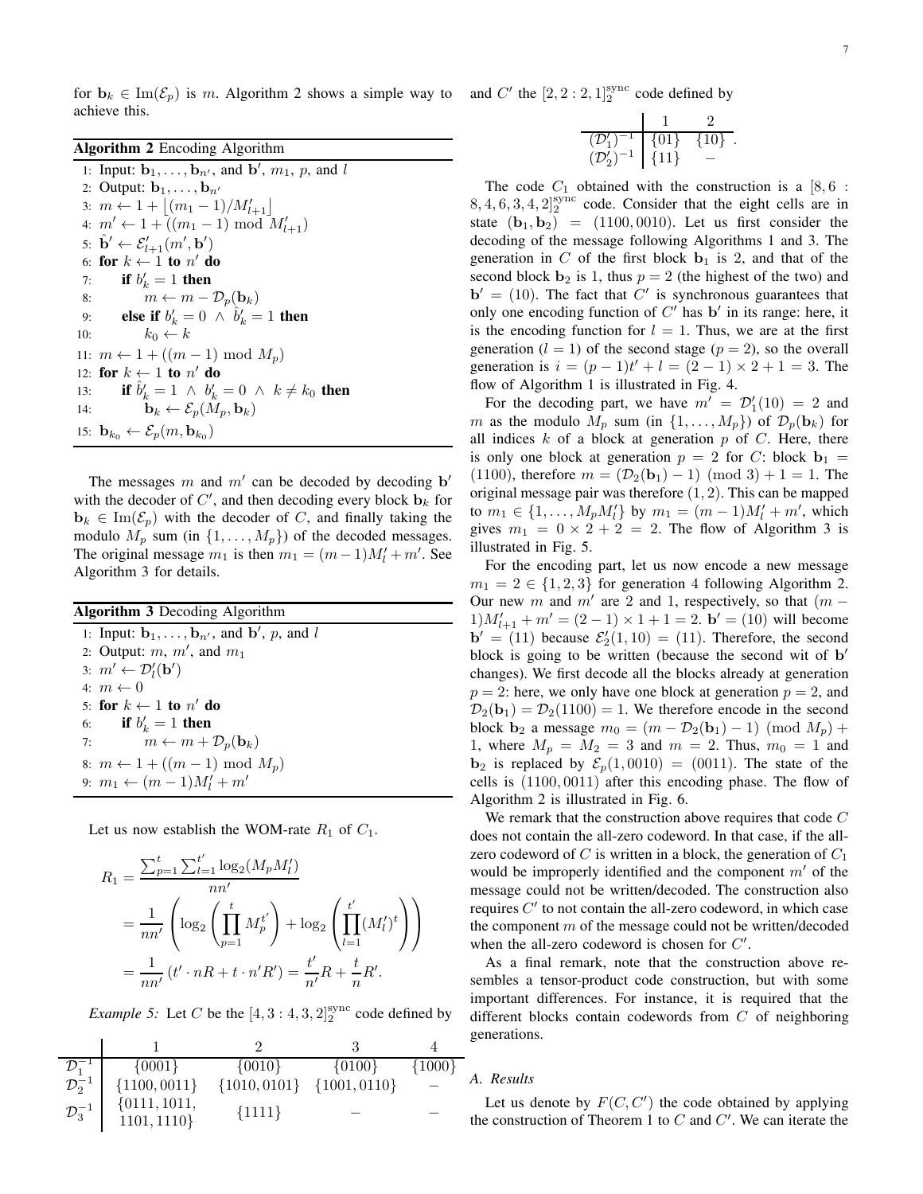for $\mathbf{b}_k \in \text{Im}(\mathcal{E}_p)$ is $m$. Algorithm 2 shows a simple way to achieve this.

**Algorithm 2** Encoding Algorithm

```
1: Input: b_1, ..., b_{n'}, and b', m_1, p, and l
2: Output: b_1, ..., b_{n'}
3: m ← 1 + ⌊(m_1 − 1)/M'_{l+1}⌋
4: m' ← 1 + ((m_1 − 1) mod M'_{l+1})
5: b̂' ← E'_{l+1}(m', b')
6: for k ← 1 to n' do
7:     if b'_k = 1 then
8:         m ← m − D_p(b_k)
9:     else if b'_k = 0 ∧ b̂'_k = 1 then
10:        k_0 ← k
11: m ← 1 + ((m − 1) mod M_p)
12: for k ← 1 to n' do
13:     if b̂'_k = 1 ∧ b'_k = 0 ∧ k ≠ k_0 then
14:         b_k ← E_p(M_p, b_k)
15: b_{k_0} ← E_p(m, b_{k_0})
```

The messages $m$ and $m'$ can be decoded by decoding $\mathbf{b}'$ with the decoder of $C'$, and then decoding every block $\mathbf{b}_k$ for $\mathbf{b}_k \in \text{Im}(\mathcal{E}_p)$ with the decoder of $C$, and finally taking the modulo $M_p$ sum (in $\{1, \ldots, M_p\}$) of the decoded messages. The original message $m_1$ is then $m_1 = (m-1)M'_l + m'$. See Algorithm 3 for details.

**Algorithm 3** Decoding Algorithm

```
1: Input: b_1, ..., b_{n'}, and b', p, and l
2: Output: m, m', and m_1
3: m' ← D'_l(b')
4: m ← 0
5: for k ← 1 to n' do
6:     if b'_k = 1 then
7:         m ← m + D_p(b_k)
8: m ← 1 + ((m − 1) mod M_p)
9: m_1 ← (m − 1)M'_l + m'
```

Let us now establish the WOM-rate $R_1$ of $C_1$.

$$
\begin{aligned}
R_1 &= \frac{\sum_{p=1}^{t}\sum_{l=1}^{t'} \log_2(M_p M'_l)}{nn'} \\
&= \frac{1}{nn'}\left(\log_2\left(\prod_{p=1}^{t} M_p^{t'}\right) + \log_2\left(\prod_{l=1}^{t'} (M'_l)^t\right)\right) \\
&= \frac{1}{nn'}\left(t' \cdot nR + t \cdot n'R'\right) = \frac{t'}{n'}R + \frac{t}{n}R'.
\end{aligned}
$$

*Example 5:* Let $C$ be the $[4, 3 : 4, 3, 2]_2^{\text{sync}}$ code defined by

| | 1 | 2 | 3 | 4 |
|---|---|---|---|---|
| $\mathcal{D}_1^{-1}$ | $\{0001\}$ | $\{0010\}$ | $\{0100\}$ | $\{1000\}$ |
| $\mathcal{D}_2^{-1}$ | $\{1100, 0011\}$ | $\{1010, 0101\}$ | $\{1001, 0110\}$ | $-$ |
| $\mathcal{D}_3^{-1}$ | $\{0111, 1011, 1101, 1110\}$ | $\{1111\}$ | $-$ | $-$ |

and $C'$ the $[2, 2 : 2, 1]_2^{\text{sync}}$ code defined by

| | 1 | 2 |
|---|---|---|
| $(\mathcal{D}'_1)^{-1}$ | $\{01\}$ | $\{10\}$ |
| $(\mathcal{D}'_2)^{-1}$ | $\{11\}$ | $-$ |

The code $C_1$ obtained with the construction is a $[8, 6 : 8, 4, 6, 3, 4, 2]_2^{\text{sync}}$ code. Consider that the eight cells are in state $(\mathbf{b}_1, \mathbf{b}_2) = (1100, 0010)$. Let us first consider the decoding of the message following Algorithms 1 and 3. The generation in $C$ of the first block $\mathbf{b}_1$ is 2, and that of the second block $\mathbf{b}_2$ is 1, thus $p = 2$ (the highest of the two) and $\mathbf{b}' = (10)$. The fact that $C'$ is synchronous guarantees that only one encoding function of $C'$ has $\mathbf{b}'$ in its range: here, it is the encoding function for $l = 1$. Thus, we are at the first generation ($l = 1$) of the second stage ($p = 2$), so the overall generation is $i = (p-1)t' + l = (2-1) \times 2 + 1 = 3$. The flow of Algorithm 1 is illustrated in Fig. 4.

For the decoding part, we have $m' = \mathcal{D}'_1(10) = 2$ and $m$ as the modulo $M_p$ sum (in $\{1, \ldots, M_p\}$) of $\mathcal{D}_p(\mathbf{b}_k)$ for all indices $k$ of a block at generation $p$ of $C$. Here, there is only one block at generation $p = 2$ for $C$: block $\mathbf{b}_1 = (1100)$, therefore $m = (\mathcal{D}_2(\mathbf{b}_1) - 1) \pmod 3 + 1 = 1$. The original message pair was therefore $(1, 2)$. This can be mapped to $m_1 \in \{1, \ldots, M_p M'_l\}$ by $m_1 = (m-1)M'_l + m'$, which gives $m_1 = 0 \times 2 + 2 = 2$. The flow of Algorithm 3 is illustrated in Fig. 5.

For the encoding part, let us now encode a new message $m_1 = 2 \in \{1, 2, 3\}$ for generation 4 following Algorithm 2. Our new $m$ and $m'$ are 2 and 1, respectively, so that $(m-1)M'_{l+1} + m' = (2-1) \times 1 + 1 = 2$. $\mathbf{b}' = (10)$ will become $\mathbf{b}' = (11)$ because $\mathcal{E}'_2(1, 10) = (11)$. Therefore, the second block is going to be written (because the second wit of $\mathbf{b}'$ changes). We first decode all the blocks already at generation $p = 2$: here, we only have one block at generation $p = 2$, and $\mathcal{D}_2(\mathbf{b}_1) = \mathcal{D}_2(1100) = 1$. We therefore encode in the second block $\mathbf{b}_2$ a message $m_0 = (m - \mathcal{D}_2(\mathbf{b}_1) - 1) \pmod{M_p} + 1$, where $M_p = M_2 = 3$ and $m = 2$. Thus, $m_0 = 1$ and $\mathbf{b}_2$ is replaced by $\mathcal{E}_p(1, 0010) = (0011)$. The state of the cells is $(1100, 0011)$ after this encoding phase. The flow of Algorithm 2 is illustrated in Fig. 6.

We remark that the construction above requires that code $C$ does not contain the all-zero codeword. In that case, if the all-zero codeword of $C$ is written in a block, the generation of $C_1$ would be improperly identified and the component $m'$ of the message could not be written/decoded. The construction also requires $C'$ to not contain the all-zero codeword, in which case the component $m$ of the message could not be written/decoded when the all-zero codeword is chosen for $C'$.

As a final remark, note that the construction above resembles a tensor-product code construction, but with some important differences. For instance, it is required that the different blocks contain codewords from $C$ of neighboring generations.

### A. Results

Let us denote by $F(C, C')$ the code obtained by applying the construction of Theorem 1 to $C$ and $C'$. We can iterate the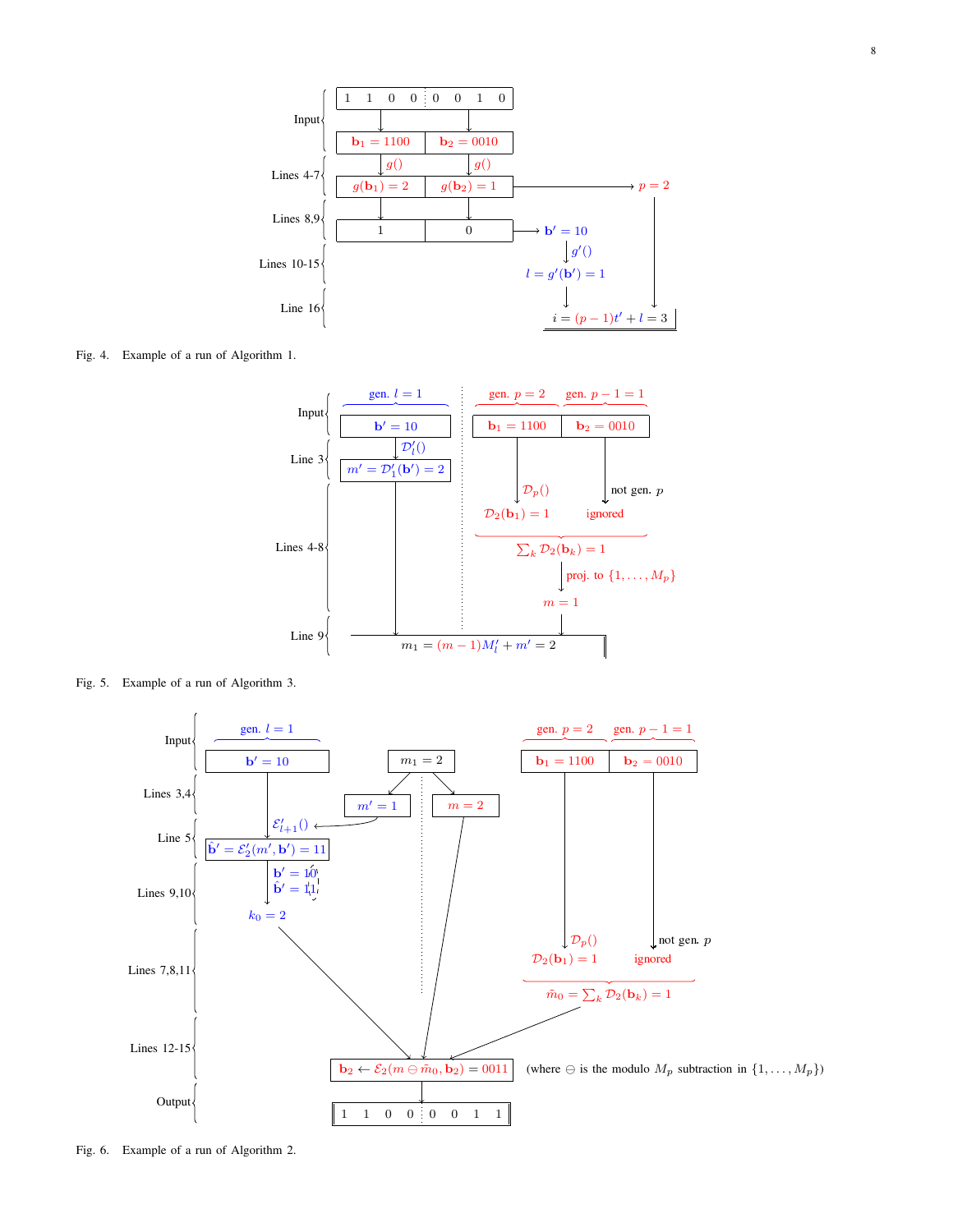Fig. 4. Example of a run of Algorithm 1.

Fig. 5. Example of a run of Algorithm 3.

Fig. 6. Example of a run of Algorithm 2.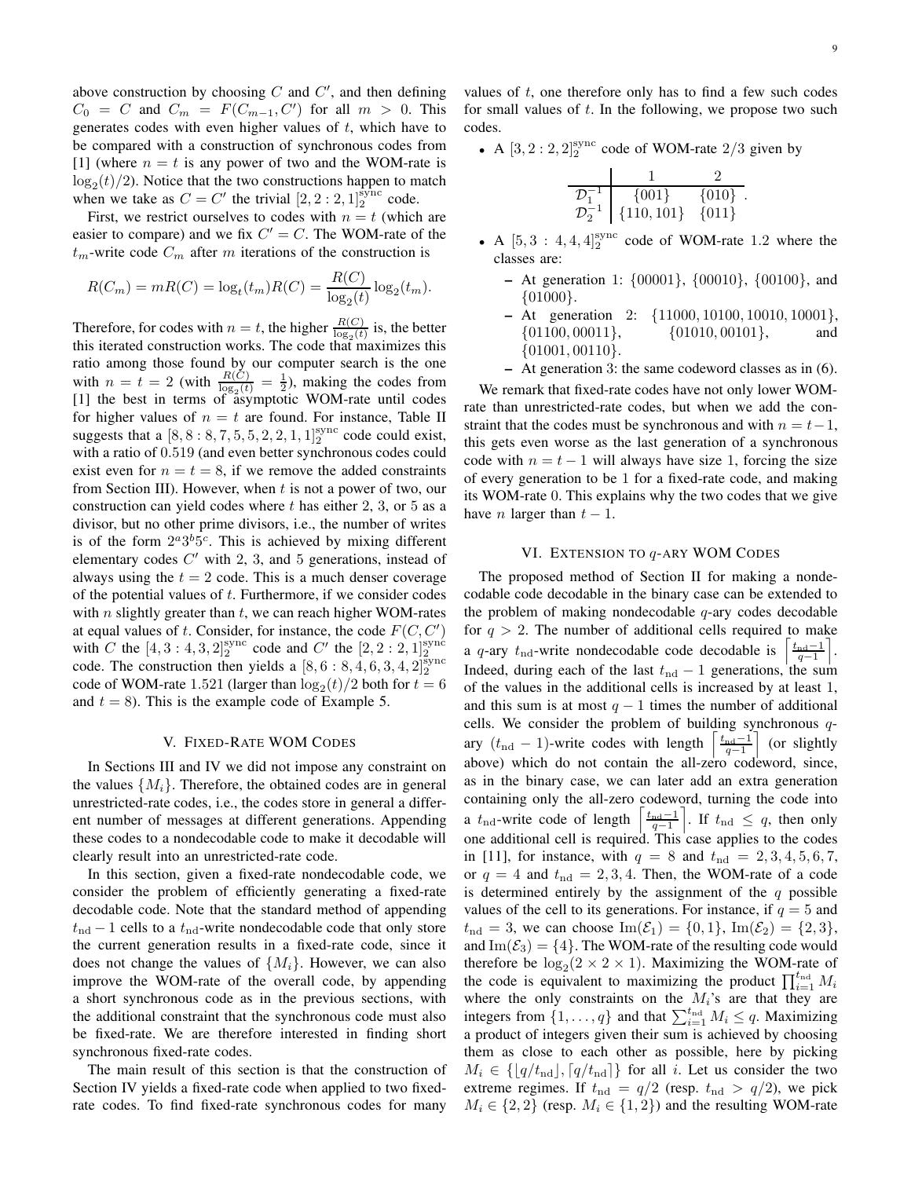above construction by choosing $C$ and $C'$, and then defining $C_0 = C$ and $C_m = F(C_{m-1}, C')$ for all $m > 0$. This generates codes with even higher values of $t$, which have to be compared with a construction of synchronous codes from [1] (where $n = t$ is any power of two and the WOM-rate is $\log_2(t)/2$). Notice that the two constructions happen to match when we take as $C = C'$ the trivial $[2, 2 : 2, 1]_2^{\text{sync}}$ code.

First, we restrict ourselves to codes with $n = t$ (which are easier to compare) and we fix $C' = C$. The WOM-rate of the $t_m$-write code $C_m$ after $m$ iterations of the construction is

$$R(C_m) = mR(C) = \log_t(t_m)R(C) = \frac{R(C)}{\log_2(t)}\log_2(t_m).$$

Therefore, for codes with $n = t$, the higher $\frac{R(C)}{\log_2(t)}$ is, the better this iterated construction works. The code that maximizes this ratio among those found by our computer search is the one with $n = t = 2$ (with $\frac{R(C)}{\log_2(t)} = \frac{1}{2}$), making the codes from [1] the best in terms of asymptotic WOM-rate until codes for higher values of $n = t$ are found. For instance, Table II suggests that a $[8, 8 : 8, 7, 5, 5, 2, 2, 1, 1]_2^{\text{sync}}$ code could exist, with a ratio of $0.519$ (and even better synchronous codes could exist even for $n = t = 8$, if we remove the added constraints from Section III). However, when $t$ is not a power of two, our construction can yield codes where $t$ has either 2, 3, or 5 as a divisor, but no other prime divisors, i.e., the number of writes is of the form $2^a 3^b 5^c$. This is achieved by mixing different elementary codes $C'$ with 2, 3, and 5 generations, instead of always using the $t = 2$ code. This is a much denser coverage of the potential values of $t$. Furthermore, if we consider codes with $n$ slightly greater than $t$, we can reach higher WOM-rates at equal values of $t$. Consider, for instance, the code $F(C, C')$ with $C$ the $[4, 3 : 4, 3, 2]_2^{\text{sync}}$ code and $C'$ the $[2, 2 : 2, 1]_2^{\text{sync}}$ code. The construction then yields a $[8, 6 : 8, 4, 6, 3, 4, 2]_2^{\text{sync}}$ code of WOM-rate $1.521$ (larger than $\log_2(t)/2$ both for $t = 6$ and $t = 8$). This is the example code of Example 5.

## V. Fixed-Rate WOM Codes

In Sections III and IV we did not impose any constraint on the values $\{M_i\}$. Therefore, the obtained codes are in general unrestricted-rate codes, i.e., the codes store in general a different number of messages at different generations. Appending these codes to a nondecodable code to make it decodable will clearly result into an unrestricted-rate code.

In this section, given a fixed-rate nondecodable code, we consider the problem of efficiently generating a fixed-rate decodable code. Note that the standard method of appending $t_{\text{nd}} - 1$ cells to a $t_{\text{nd}}$-write nondecodable code that only store the current generation results in a fixed-rate code, since it does not change the values of $\{M_i\}$. However, we can also improve the WOM-rate of the overall code, by appending a short synchronous code as in the previous sections, with the additional constraint that the synchronous code must also be fixed-rate. We are therefore interested in finding short synchronous fixed-rate codes.

The main result of this section is that the construction of Section IV yields a fixed-rate code when applied to two fixed-rate codes. To find fixed-rate synchronous codes for many values of $t$, one therefore only has to find a few such codes for small values of $t$. In the following, we propose two such codes.

- A $[3, 2 : 2, 2]_2^{\text{sync}}$ code of WOM-rate $2/3$ given by

| | 1 | 2 |
|---|---|---|
| $\mathcal{D}_1^{-1}$ | $\{001\}$ | $\{010\}$ |
| $\mathcal{D}_2^{-1}$ | $\{110, 101\}$ | $\{011\}$ |

- A $[5, 3 : 4, 4, 4]_2^{\text{sync}}$ code of WOM-rate $1.2$ where the classes are:
  - At generation 1: $\{00001\}$, $\{00010\}$, $\{00100\}$, and $\{01000\}$.
  - At generation 2: $\{11000, 10100, 10010, 10001\}$, $\{01100, 00011\}$, $\{01010, 00101\}$, and $\{01001, 00110\}$.
  - At generation 3: the same codeword classes as in (6).

We remark that fixed-rate codes have not only lower WOM-rate than unrestricted-rate codes, but when we add the constraint that the codes must be synchronous and with $n = t-1$, this gets even worse as the last generation of a synchronous code with $n = t - 1$ will always have size 1, forcing the size of every generation to be 1 for a fixed-rate code, and making its WOM-rate 0. This explains why the two codes that we give have $n$ larger than $t - 1$.

## VI. Extension to $q$-ary WOM Codes

The proposed method of Section II for making a nondecodable code decodable in the binary case can be extended to the problem of making nondecodable $q$-ary codes decodable for $q > 2$. The number of additional cells required to make a $q$-ary $t_{\text{nd}}$-write nondecodable code decodable is $\left\lceil \frac{t_{\text{nd}}-1}{q-1} \right\rceil$. Indeed, during each of the last $t_{\text{nd}} - 1$ generations, the sum of the values in the additional cells is increased by at least 1, and this sum is at most $q - 1$ times the number of additional cells. We consider the problem of building synchronous $q$-ary $(t_{\text{nd}} - 1)$-write codes with length $\left\lceil \frac{t_{\text{nd}}-1}{q-1} \right\rceil$ (or slightly above) which do not contain the all-zero codeword, since, as in the binary case, we can later add an extra generation containing only the all-zero codeword, turning the code into a $t_{\text{nd}}$-write code of length $\left\lceil \frac{t_{\text{nd}}-1}{q-1} \right\rceil$. If $t_{\text{nd}} \leq q$, then only one additional cell is required. This case applies to the codes in [11], for instance, with $q = 8$ and $t_{\text{nd}} = 2, 3, 4, 5, 6, 7$, or $q = 4$ and $t_{\text{nd}} = 2, 3, 4$. Then, the WOM-rate of a code is determined entirely by the assignment of the $q$ possible values of the cell to its generations. For instance, if $q = 5$ and $t_{\text{nd}} = 3$, we can choose $\text{Im}(\mathcal{E}_1) = \{0, 1\}$, $\text{Im}(\mathcal{E}_2) = \{2, 3\}$, and $\text{Im}(\mathcal{E}_3) = \{4\}$. The WOM-rate of the resulting code would therefore be $\log_2(2 \times 2 \times 1)$. Maximizing the WOM-rate of the code is equivalent to maximizing the product $\prod_{i=1}^{t_{\text{nd}}} M_i$ where the only constraints on the $M_i$'s are that they are integers from $\{1, \ldots, q\}$ and that $\sum_{i=1}^{t_{\text{nd}}} M_i \leq q$. Maximizing a product of integers given their sum is achieved by choosing them as close to each other as possible, here by picking $M_i \in \{\lfloor q/t_{\text{nd}} \rfloor, \lceil q/t_{\text{nd}} \rceil\}$ for all $i$. Let us consider the two extreme regimes. If $t_{\text{nd}} = q/2$ (resp. $t_{\text{nd}} > q/2$), we pick $M_i \in \{2, 2\}$ (resp. $M_i \in \{1, 2\}$) and the resulting WOM-rate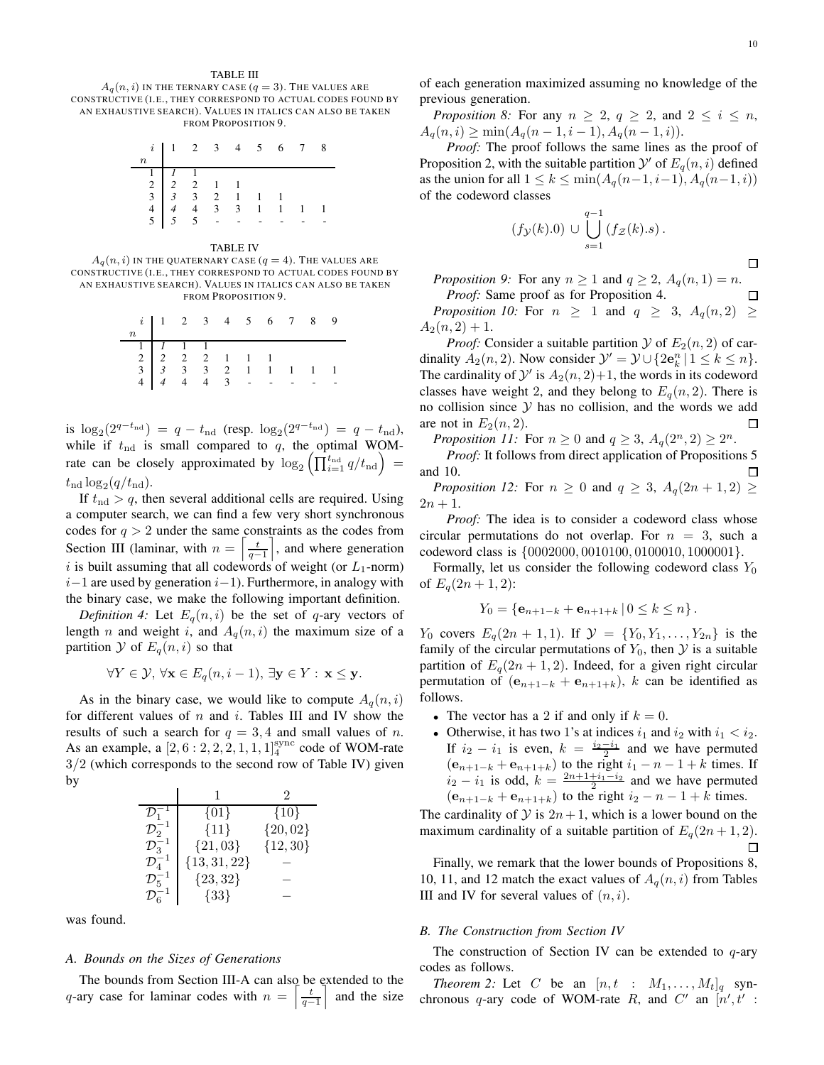TABLE III

$A_q(n,i)$ IN THE TERNARY CASE ($q=3$). THE VALUES ARE CONSTRUCTIVE (I.E., THEY CORRESPOND TO ACTUAL CODES FOUND BY AN EXHAUSTIVE SEARCH). VALUES IN ITALICS CAN ALSO BE TAKEN FROM PROPOSITION 9.

| $n$ \ $i$ | 1 | 2 | 3 | 4 | 5 | 6 | 7 | 8 |
|---|---|---|---|---|---|---|---|---|
| 1 | *1* | 1 | | | | | | |
| 2 | *2* | 2 | 1 | 1 | | | | |
| 3 | *3* | 3 | 2 | 1 | 1 | 1 | | |
| 4 | *4* | 4 | 3 | 3 | 1 | 1 | 1 | 1 |
| 5 | *5* | 5 | - | - | - | - | - | - |

TABLE IV

$A_q(n,i)$ IN THE QUATERNARY CASE ($q=4$). THE VALUES ARE CONSTRUCTIVE (I.E., THEY CORRESPOND TO ACTUAL CODES FOUND BY AN EXHAUSTIVE SEARCH). VALUES IN ITALICS CAN ALSO BE TAKEN FROM PROPOSITION 9.

| $n$ \ $i$ | 1 | 2 | 3 | 4 | 5 | 6 | 7 | 8 | 9 |
|---|---|---|---|---|---|---|---|---|---|
| 1 | *1* | 1 | 1 | | | | | | |
| 2 | *2* | 2 | 2 | 1 | 1 | 1 | | | |
| 3 | *3* | 3 | 3 | 2 | 1 | 1 | 1 | 1 | 1 |
| 4 | *4* | 4 | 4 | 3 | - | - | - | - | - |

is $\log_2(2^{q-t_{\rm nd}}) = q - t_{\rm nd}$ (resp. $\log_2(2^{q-t_{\rm nd}}) = q - t_{\rm nd}$), while if $t_{\rm nd}$ is small compared to $q$, the optimal WOM-rate can be closely approximated by $\log_2\left(\prod_{i=1}^{t_{\rm nd}} q/t_{\rm nd}\right) = t_{\rm nd}\log_2(q/t_{\rm nd})$.

If $t_{\rm nd} > q$, then several additional cells are required. Using a computer search, we can find a few very short synchronous codes for $q > 2$ under the same constraints as the codes from Section III (laminar, with $n = \left\lceil \frac{t}{q-1} \right\rceil$, and where generation $i$ is built assuming that all codewords of weight (or $L_1$-norm) $i-1$ are used by generation $i-1$). Furthermore, in analogy with the binary case, we make the following important definition.

*Definition 4:* Let $E_q(n,i)$ be the set of $q$-ary vectors of length $n$ and weight $i$, and $A_q(n,i)$ the maximum size of a partition $\mathcal{Y}$ of $E_q(n,i)$ so that

$$\forall Y \in \mathcal{Y},\, \forall \mathbf{x} \in E_q(n,i-1),\, \exists \mathbf{y} \in Y : \mathbf{x} \le \mathbf{y}.$$

As in the binary case, we would like to compute $A_q(n,i)$ for different values of $n$ and $i$. Tables III and IV show the results of such a search for $q = 3, 4$ and small values of $n$. As an example, a $[2, 6 : 2, 2, 2, 1, 1, 1]_4^{\rm sync}$ code of WOM-rate $3/2$ (which corresponds to the second row of Table IV) given by

| | 1 | 2 |
|---|---|---|
| $\mathcal{D}_1^{-1}$ | $\{01\}$ | $\{10\}$ |
| $\mathcal{D}_2^{-1}$ | $\{11\}$ | $\{20, 02\}$ |
| $\mathcal{D}_3^{-1}$ | $\{21, 03\}$ | $\{12, 30\}$ |
| $\mathcal{D}_4^{-1}$ | $\{13, 31, 22\}$ | $-$ |
| $\mathcal{D}_5^{-1}$ | $\{23, 32\}$ | $-$ |
| $\mathcal{D}_6^{-1}$ | $\{33\}$ | $-$ |

was found.

### A. Bounds on the Sizes of Generations

The bounds from Section III-A can also be extended to the $q$-ary case for laminar codes with $n = \left\lceil \frac{t}{q-1} \right\rceil$ and the size of each generation maximized assuming no knowledge of the previous generation.

*Proposition 8:* For any $n \ge 2$, $q \ge 2$, and $2 \le i \le n$, $A_q(n,i) \ge \min(A_q(n-1,i-1), A_q(n-1,i))$.

*Proof:* The proof follows the same lines as the proof of Proposition 2, with the suitable partition $\mathcal{Y}'$ of $E_q(n,i)$ defined as the union for all $1 \le k \le \min(A_q(n-1,i-1), A_q(n-1,i))$ of the codeword classes

$$(f_{\mathcal{Y}}(k).0) \cup \bigcup_{s=1}^{q-1} (f_{\mathcal{Z}}(k).s).$$

□

*Proposition 9:* For any $n \ge 1$ and $q \ge 2$, $A_q(n,1) = n$.

*Proof:* Same proof as for Proposition 4. □

*Proposition 10:* For $n \ge 1$ and $q \ge 3$, $A_q(n,2) \ge A_2(n,2) + 1$.

*Proof:* Consider a suitable partition $\mathcal{Y}$ of $E_2(n,2)$ of cardinality $A_2(n,2)$. Now consider $\mathcal{Y}' = \mathcal{Y} \cup \{2\mathbf{e}_k^n \,|\, 1 \le k \le n\}$. The cardinality of $\mathcal{Y}'$ is $A_2(n,2)+1$, the words in its codeword classes have weight 2, and they belong to $E_q(n,2)$. There is no collision since $\mathcal{Y}$ has no collision, and the words we add are not in $E_2(n,2)$. □

*Proposition 11:* For $n \ge 0$ and $q \ge 3$, $A_q(2^n, 2) \ge 2^n$.

*Proof:* It follows from direct application of Propositions 5 and 10. □

*Proposition 12:* For $n \ge 0$ and $q \ge 3$, $A_q(2n+1, 2) \ge 2n+1$.

*Proof:* The idea is to consider a codeword class whose circular permutations do not overlap. For $n = 3$, such a codeword class is $\{0002000, 0010100, 0100010, 1000001\}$.

Formally, let us consider the following codeword class $Y_0$ of $E_q(2n+1, 2)$:

$$Y_0 = \{\mathbf{e}_{n+1-k} + \mathbf{e}_{n+1+k} \,|\, 0 \le k \le n\}.$$

$Y_0$ covers $E_q(2n+1, 1)$. If $\mathcal{Y} = \{Y_0, Y_1, \ldots, Y_{2n}\}$ is the family of the circular permutations of $Y_0$, then $\mathcal{Y}$ is a suitable partition of $E_q(2n+1, 2)$. Indeed, for a given right circular permutation of $(\mathbf{e}_{n+1-k} + \mathbf{e}_{n+1+k})$, $k$ can be identified as follows.

- The vector has a 2 if and only if $k = 0$.
- Otherwise, it has two 1's at indices $i_1$ and $i_2$ with $i_1 < i_2$. If $i_2 - i_1$ is even, $k = \frac{i_2 - i_1}{2}$ and we have permuted $(\mathbf{e}_{n+1-k} + \mathbf{e}_{n+1+k})$ to the right $i_1 - n - 1 + k$ times. If $i_2 - i_1$ is odd, $k = \frac{2n+1+i_1-i_2}{2}$ and we have permuted $(\mathbf{e}_{n+1-k} + \mathbf{e}_{n+1+k})$ to the right $i_2 - n - 1 + k$ times.

The cardinality of $\mathcal{Y}$ is $2n+1$, which is a lower bound on the maximum cardinality of a suitable partition of $E_q(2n+1, 2)$. □

Finally, we remark that the lower bounds of Propositions 8, 10, 11, and 12 match the exact values of $A_q(n,i)$ from Tables III and IV for several values of $(n,i)$.

### B. The Construction from Section IV

The construction of Section IV can be extended to $q$-ary codes as follows.

*Theorem 2:* Let $C$ be an $[n, t : M_1, \ldots, M_t]_q$ synchronous $q$-ary code of WOM-rate $R$, and $C'$ an $[n', t' :$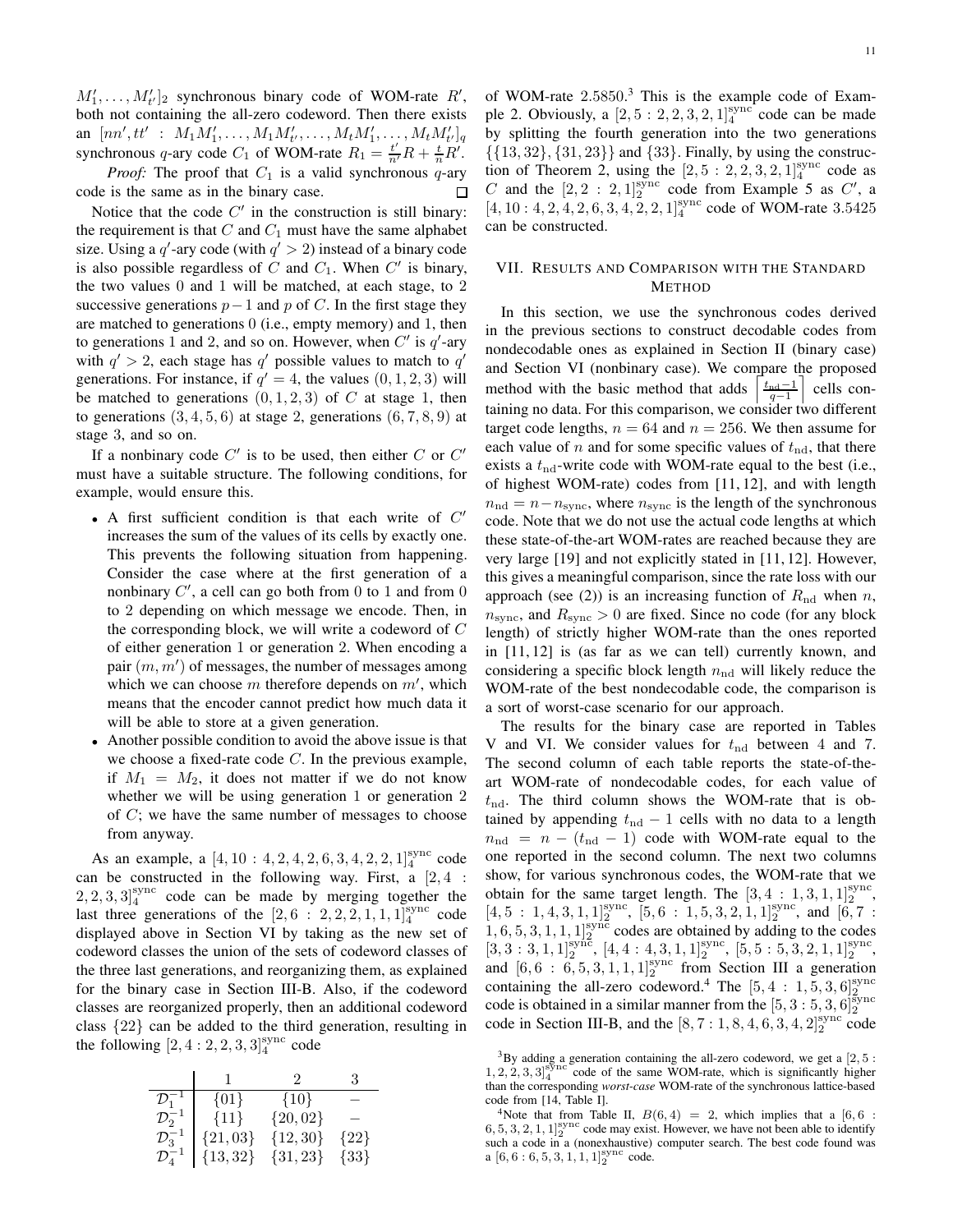$M'_1, \ldots, M'_{t'}]_2$ synchronous binary code of WOM-rate $R'$, both not containing the all-zero codeword. Then there exists an $[nn', tt' : M_1M'_1, \ldots, M_1M'_{t'}, \ldots, M_tM'_1, \ldots, M_tM'_{t'}]_q$ synchronous $q$-ary code $C_1$ of WOM-rate $R_1 = \frac{t'}{n'}R + \frac{t}{n}R'$.

*Proof:* The proof that $C_1$ is a valid synchronous $q$-ary code is the same as in the binary case. □

Notice that the code $C'$ in the construction is still binary: the requirement is that $C$ and $C_1$ must have the same alphabet size. Using a $q'$-ary code (with $q' > 2$) instead of a binary code is also possible regardless of $C$ and $C_1$. When $C'$ is binary, the two values 0 and 1 will be matched, at each stage, to 2 successive generations $p-1$ and $p$ of $C$. In the first stage they are matched to generations 0 (i.e., empty memory) and 1, then to generations 1 and 2, and so on. However, when $C'$ is $q'$-ary with $q' > 2$, each stage has $q'$ possible values to match to $q'$ generations. For instance, if $q' = 4$, the values $(0, 1, 2, 3)$ will be matched to generations $(0, 1, 2, 3)$ of $C$ at stage 1, then to generations $(3, 4, 5, 6)$ at stage 2, generations $(6, 7, 8, 9)$ at stage 3, and so on.

If a nonbinary code $C'$ is to be used, then either $C$ or $C'$ must have a suitable structure. The following conditions, for example, would ensure this.

- A first sufficient condition is that each write of $C'$ increases the sum of the values of its cells by exactly one. This prevents the following situation from happening. Consider the case where at the first generation of a nonbinary $C'$, a cell can go both from 0 to 1 and from 0 to 2 depending on which message we encode. Then, in the corresponding block, we will write a codeword of $C$ of either generation 1 or generation 2. When encoding a pair $(m, m')$ of messages, the number of messages among which we can choose $m$ therefore depends on $m'$, which means that the encoder cannot predict how much data it will be able to store at a given generation.
- Another possible condition to avoid the above issue is that we choose a fixed-rate code $C$. In the previous example, if $M_1 = M_2$, it does not matter if we do not know whether we will be using generation 1 or generation 2 of $C$; we have the same number of messages to choose from anyway.

As an example, a $[4, 10 : 4, 2, 4, 2, 6, 3, 4, 2, 2, 1]_4^{\text{sync}}$ code can be constructed in the following way. First, a $[2, 4 : 2, 2, 3, 3]_4^{\text{sync}}$ code can be made by merging together the last three generations of the $[2, 6 : 2, 2, 2, 1, 1, 1]_4^{\text{sync}}$ code displayed above in Section VI by taking as the new set of codeword classes the union of the sets of codeword classes of the three last generations, and reorganizing them, as explained for the binary case in Section III-B. Also, if the codeword classes are reorganized properly, then an additional codeword class $\{22\}$ can be added to the third generation, resulting in the following $[2, 4 : 2, 2, 3, 3]_4^{\text{sync}}$ code

| | 1 | 2 | 3 |
|---|---|---|---|
| $\mathcal{D}_1^{-1}$ | $\{01\}$ | $\{10\}$ | $-$ |
| $\mathcal{D}_2^{-1}$ | $\{11\}$ | $\{20, 02\}$ | $-$ |
| $\mathcal{D}_3^{-1}$ | $\{21, 03\}$ | $\{12, 30\}$ | $\{22\}$ |
| $\mathcal{D}_4^{-1}$ | $\{13, 32\}$ | $\{31, 23\}$ | $\{33\}$ |

of WOM-rate 2.5850.[3] This is the example code of Example 2. Obviously, a $[2, 5 : 2, 2, 3, 2, 1]_4^{\text{sync}}$ code can be made by splitting the fourth generation into the two generations $\{\{13, 32\}, \{31, 23\}\}$ and $\{33\}$. Finally, by using the construction of Theorem 2, using the $[2, 5 : 2, 2, 3, 2, 1]_4^{\text{sync}}$ code as $C$ and the $[2, 2 : 2, 1]_2^{\text{sync}}$ code from Example 5 as $C'$, a $[4, 10 : 4, 2, 4, 2, 6, 3, 4, 2, 2, 1]_4^{\text{sync}}$ code of WOM-rate 3.5425 can be constructed.

## VII. Results and Comparison with the Standard Method

In this section, we use the synchronous codes derived in the previous sections to construct decodable codes from nondecodable ones as explained in Section II (binary case) and Section VI (nonbinary case). We compare the proposed method with the basic method that adds $\left\lceil \frac{t_{\text{nd}}-1}{q-1} \right\rceil$ cells containing no data. For this comparison, we consider two different target code lengths, $n = 64$ and $n = 256$. We then assume for each value of $n$ and for some specific values of $t_{\text{nd}}$, that there exists a $t_{\text{nd}}$-write code with WOM-rate equal to the best (i.e., of highest WOM-rate) codes from [11, 12], and with length $n_{\text{nd}} = n - n_{\text{sync}}$, where $n_{\text{sync}}$ is the length of the synchronous code. Note that we do not use the actual code lengths at which these state-of-the-art WOM-rates are reached because they are very large [19] and not explicitly stated in [11, 12]. However, this gives a meaningful comparison, since the rate loss with our approach (see (2)) is an increasing function of $R_{\text{nd}}$ when $n$, $n_{\text{sync}}$, and $R_{\text{sync}} > 0$ are fixed. Since no code (for any block length) of strictly higher WOM-rate than the ones reported in [11, 12] is (as far as we can tell) currently known, and considering a specific block length $n_{\text{nd}}$ will likely reduce the WOM-rate of the best nondecodable code, the comparison is a sort of worst-case scenario for our approach.

The results for the binary case are reported in Tables V and VI. We consider values for $t_{\text{nd}}$ between 4 and 7. The second column of each table reports the state-of-the-art WOM-rate of nondecodable codes, for each value of $t_{\text{nd}}$. The third column shows the WOM-rate that is obtained by appending $t_{\text{nd}} - 1$ cells with no data to a length $n_{\text{nd}} = n - (t_{\text{nd}} - 1)$ code with WOM-rate equal to the one reported in the second column. The next two columns show, for various synchronous codes, the WOM-rate that we obtain for the same target length. The $[3, 4 : 1, 3, 1, 1]_2^{\text{sync}}$, $[4, 5 : 1, 4, 3, 1, 1]_2^{\text{sync}}$, $[5, 6 : 1, 5, 3, 2, 1, 1]_2^{\text{sync}}$, and $[6, 7 : 1, 6, 5, 3, 1, 1, 1]_2^{\text{sync}}$ codes are obtained by adding to the codes $[3, 3 : 3, 1, 1]_2^{\text{sync}}$, $[4, 4 : 4, 3, 1, 1]_2^{\text{sync}}$, $[5, 5 : 5, 3, 2, 1, 1]_2^{\text{sync}}$, and $[6, 6 : 6, 5, 3, 1, 1, 1]_2^{\text{sync}}$ from Section III a generation containing the all-zero codeword.[4] The $[5, 4 : 1, 5, 3, 6]_2^{\text{sync}}$ code is obtained in a similar manner from the $[5, 3 : 5, 3, 6]_2^{\text{sync}}$ code in Section III-B, and the $[8, 7 : 1, 8, 4, 6, 3, 4, 2]_2^{\text{sync}}$ code

[3] By adding a generation containing the all-zero codeword, we get a $[2, 5 : 1, 2, 2, 3, 3]_4^{\text{sync}}$ code of the same WOM-rate, which is significantly higher than the corresponding *worst-case* WOM-rate of the synchronous lattice-based code from [14, Table I].

[4] Note that from Table II, $B(6, 4) = 2$, which implies that a $[6, 6 : 6, 5, 3, 2, 1, 1]_2^{\text{sync}}$ code may exist. However, we have not been able to identify such a code in a (nonexhaustive) computer search. The best code found was a $[6, 6 : 6, 5, 3, 1, 1, 1]_2^{\text{sync}}$ code.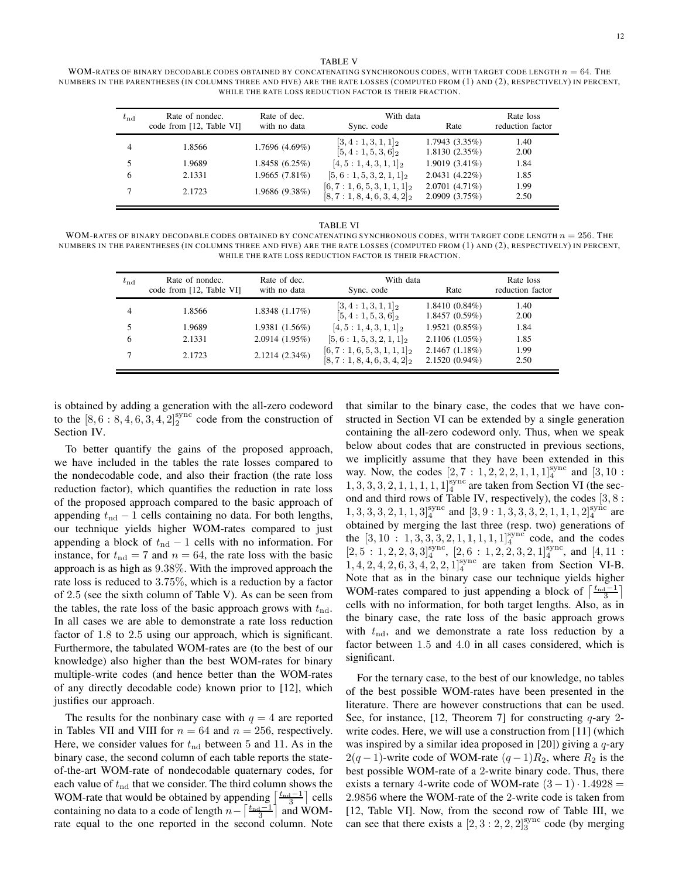TABLE V

WOM-RATES OF BINARY DECODABLE CODES OBTAINED BY CONCATENATING SYNCHRONOUS CODES, WITH TARGET CODE LENGTH $n = 64$. THE NUMBERS IN THE PARENTHESES (IN COLUMNS THREE AND FIVE) ARE THE RATE LOSSES (COMPUTED FROM (1) AND (2), RESPECTIVELY) IN PERCENT, WHILE THE RATE LOSS REDUCTION FACTOR IS THEIR FRACTION.

| $t_{\rm nd}$ | Rate of nondec. code from [12, Table VI] | Rate of dec. with no data | With data | | Rate loss reduction factor |
|---|---|---|---|---|---|
| | | | Sync. code | Rate | |
| 4 | 1.8566 | 1.7696 (4.69%) | $[3,4:1,3,1,1]_2$ | 1.7943 (3.35%) | 1.40 |
| | | | $[5,4:1,5,3,6]_2$ | 1.8130 (2.35%) | 2.00 |
| 5 | 1.9689 | 1.8458 (6.25%) | $[4,5:1,4,3,1,1]_2$ | 1.9019 (3.41%) | 1.84 |
| 6 | 2.1331 | 1.9665 (7.81%) | $[5,6:1,5,3,2,1,1]_2$ | 2.0431 (4.22%) | 1.85 |
| 7 | 2.1723 | 1.9686 (9.38%) | $[6,7:1,6,5,3,1,1,1]_2$ | 2.0701 (4.71%) | 1.99 |
| | | | $[8,7:1,8,4,6,3,4,2]_2$ | 2.0909 (3.75%) | 2.50 |

TABLE VI

WOM-RATES OF BINARY DECODABLE CODES OBTAINED BY CONCATENATING SYNCHRONOUS CODES, WITH TARGET CODE LENGTH $n = 256$. THE NUMBERS IN THE PARENTHESES (IN COLUMNS THREE AND FIVE) ARE THE RATE LOSSES (COMPUTED FROM (1) AND (2), RESPECTIVELY) IN PERCENT, WHILE THE RATE LOSS REDUCTION FACTOR IS THEIR FRACTION.

| $t_{\rm nd}$ | Rate of nondec. code from [12, Table VI] | Rate of dec. with no data | With data | | Rate loss reduction factor |
|---|---|---|---|---|---|
| | | | Sync. code | Rate | |
| 4 | 1.8566 | 1.8348 (1.17%) | $[3,4:1,3,1,1]_2$ | 1.8410 (0.84%) | 1.40 |
| | | | $[5,4:1,5,3,6]_2$ | 1.8457 (0.59%) | 2.00 |
| 5 | 1.9689 | 1.9381 (1.56%) | $[4,5:1,4,3,1,1]_2$ | 1.9521 (0.85%) | 1.84 |
| 6 | 2.1331 | 2.0914 (1.95%) | $[5,6:1,5,3,2,1,1]_2$ | 2.1106 (1.05%) | 1.85 |
| 7 | 2.1723 | 2.1214 (2.34%) | $[6,7:1,6,5,3,1,1,1]_2$ | 2.1467 (1.18%) | 1.99 |
| | | | $[8,7:1,8,4,6,3,4,2]_2$ | 2.1520 (0.94%) | 2.50 |

is obtained by adding a generation with the all-zero codeword to the $[8,6:8,4,6,3,4,2]_2^{\rm sync}$ code from the construction of Section IV.

To better quantify the gains of the proposed approach, we have included in the tables the rate losses compared to the nondecodable code, and also their fraction (the rate loss reduction factor), which quantifies the reduction in rate loss of the proposed approach compared to the basic approach of appending $t_{\rm nd}-1$ cells containing no data. For both lengths, our technique yields higher WOM-rates compared to just appending a block of $t_{\rm nd}-1$ cells with no information. For instance, for $t_{\rm nd}=7$ and $n=64$, the rate loss with the basic approach is as high as $9.38\%$. With the improved approach the rate loss is reduced to $3.75\%$, which is a reduction by a factor of $2.5$ (see the sixth column of Table V). As can be seen from the tables, the rate loss of the basic approach grows with $t_{\rm nd}$. In all cases we are able to demonstrate a rate loss reduction factor of $1.8$ to $2.5$ using our approach, which is significant. Furthermore, the tabulated WOM-rates are (to the best of our knowledge) also higher than the best WOM-rates for binary multiple-write codes (and hence better than the WOM-rates of any directly decodable code) known prior to [12], which justifies our approach.

The results for the nonbinary case with $q=4$ are reported in Tables VII and VIII for $n=64$ and $n=256$, respectively. Here, we consider values for $t_{\rm nd}$ between 5 and 11. As in the binary case, the second column of each table reports the state-of-the-art WOM-rate of nondecodable quaternary codes, for each value of $t_{\rm nd}$ that we consider. The third column shows the WOM-rate that would be obtained by appending $\left\lceil \frac{t_{\rm nd}-1}{3}\right\rceil$ cells containing no data to a code of length $n-\left\lceil \frac{t_{\rm nd}-1}{3}\right\rceil$ and WOM-rate equal to the one reported in the second column. Note that similar to the binary case, the codes that we have constructed in Section VI can be extended by a single generation containing the all-zero codeword only. Thus, when we speak below about codes that are constructed in previous sections, we implicitly assume that they have been extended in this way. Now, the codes $[2,7:1,2,2,2,1,1,1]_4^{\rm sync}$ and $[3,10:1,3,3,3,2,1,1,1,1,1]_4^{\rm sync}$ are taken from Section VI (the second and third rows of Table IV, respectively), the codes $[3,8:1,3,3,3,2,1,1,3]_4^{\rm sync}$ and $[3,9:1,3,3,3,2,1,1,1,2]_4^{\rm sync}$ are obtained by merging the last three (resp. two) generations of the $[3,10:1,3,3,3,2,1,1,1,1,1]_4^{\rm sync}$ code, and the codes $[2,5:1,2,2,3,3]_4^{\rm sync}$, $[2,6:1,2,2,3,2,1]_4^{\rm sync}$, and $[4,11:1,4,2,4,2,6,3,4,2,2,1]_4^{\rm sync}$ are taken from Section VI-B. Note that as in the binary case our technique yields higher WOM-rates compared to just appending a block of $\left\lceil \frac{t_{\rm nd}-1}{3}\right\rceil$ cells with no information, for both target lengths. Also, as in the binary case, the rate loss of the basic approach grows with $t_{\rm nd}$, and we demonstrate a rate loss reduction by a factor between $1.5$ and $4.0$ in all cases considered, which is significant.

For the ternary case, to the best of our knowledge, no tables of the best possible WOM-rates have been presented in the literature. There are however constructions that can be used. See, for instance, [12, Theorem 7] for constructing $q$-ary 2-write codes. Here, we will use a construction from [11] (which was inspired by a similar idea proposed in [20]) giving a $q$-ary $2(q-1)$-write code of WOM-rate $(q-1)R_2$, where $R_2$ is the best possible WOM-rate of a 2-write binary code. Thus, there exists a ternary 4-write code of WOM-rate $(3-1)\cdot 1.4928 = 2.9856$ where the WOM-rate of the 2-write code is taken from [12, Table VI]. Now, from the second row of Table III, we can see that there exists a $[2,3:2,2,2]_3^{\rm sync}$ code (by merging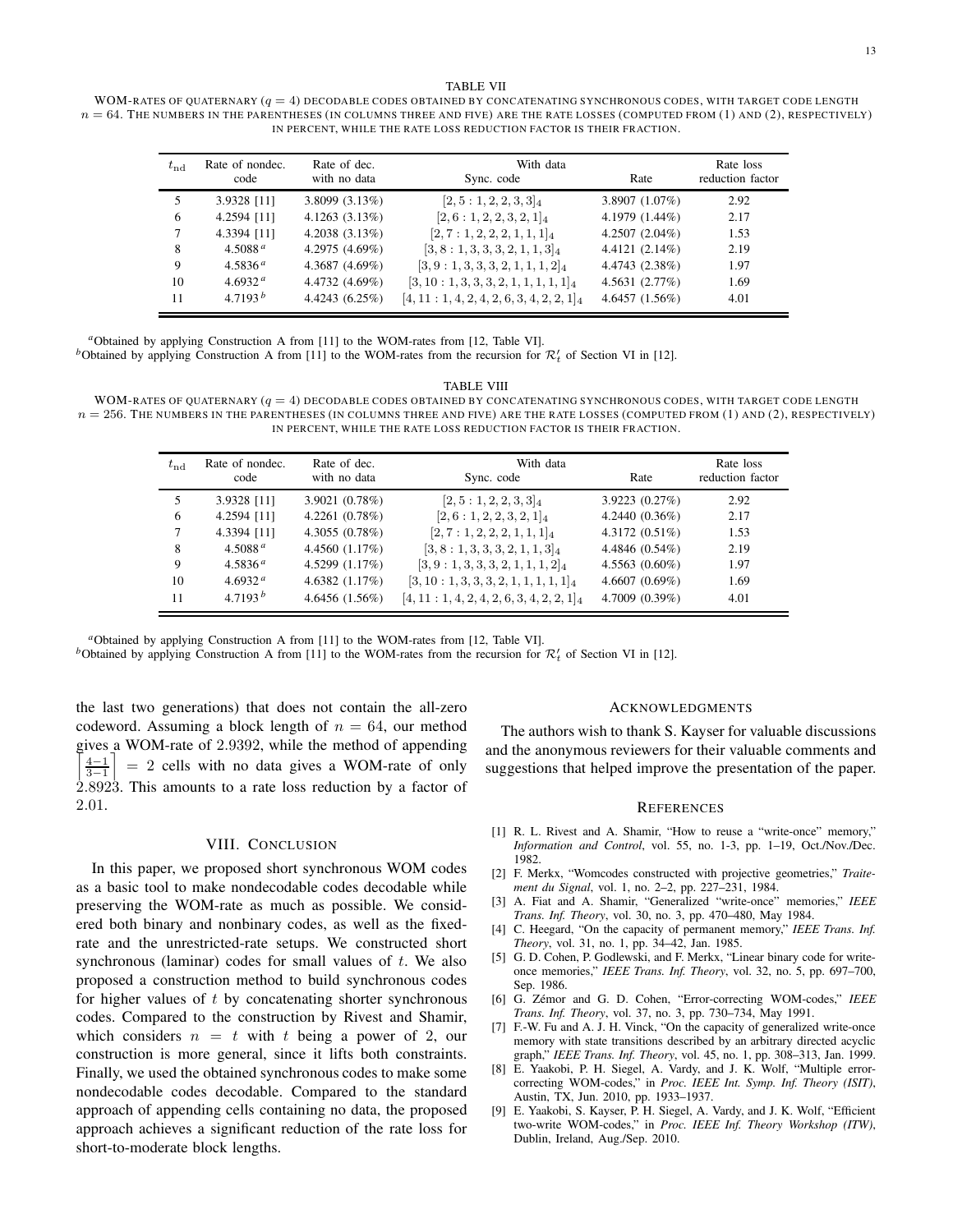TABLE VII

WOM-RATES OF QUATERNARY ($q = 4$) DECODABLE CODES OBTAINED BY CONCATENATING SYNCHRONOUS CODES, WITH TARGET CODE LENGTH $n = 64$. THE NUMBERS IN THE PARENTHESES (IN COLUMNS THREE AND FIVE) ARE THE RATE LOSSES (COMPUTED FROM (1) AND (2), RESPECTIVELY) IN PERCENT, WHILE THE RATE LOSS REDUCTION FACTOR IS THEIR FRACTION.

| $t_{\rm nd}$ | Rate of nondec. code | Rate of dec. with no data | With data Sync. code | Rate | Rate loss reduction factor |
|---|---|---|---|---|---|
| 5 | 3.9328 [11] | 3.8099 (3.13%) | $[2, 5 : 1, 2, 2, 3, 3]_4$ | 3.8907 (1.07%) | 2.92 |
| 6 | 4.2594 [11] | 4.1263 (3.13%) | $[2, 6 : 1, 2, 2, 3, 2, 1]_4$ | 4.1979 (1.44%) | 2.17 |
| 7 | 4.3394 [11] | 4.2038 (3.13%) | $[2, 7 : 1, 2, 2, 2, 1, 1, 1]_4$ | 4.2507 (2.04%) | 1.53 |
| 8 | 4.5088 [a] | 4.2975 (4.69%) | $[3, 8 : 1, 3, 3, 3, 2, 1, 1, 3]_4$ | 4.4121 (2.14%) | 2.19 |
| 9 | 4.5836 [a] | 4.3687 (4.69%) | $[3, 9 : 1, 3, 3, 3, 2, 1, 1, 1, 2]_4$ | 4.4743 (2.38%) | 1.97 |
| 10 | 4.6932 [a] | 4.4732 (4.69%) | $[3, 10 : 1, 3, 3, 3, 2, 1, 1, 1, 1, 1]_4$ | 4.5631 (2.77%) | 1.69 |
| 11 | 4.7193 [b] | 4.4243 (6.25%) | $[4, 11 : 1, 4, 2, 4, 2, 6, 3, 4, 2, 2, 1]_4$ | 4.6457 (1.56%) | 4.01 |

[a]Obtained by applying Construction A from [11] to the WOM-rates from [12, Table VI].
[b]Obtained by applying Construction A from [11] to the WOM-rates from the recursion for $\mathcal{R}'_t$ of Section VI in [12].

TABLE VIII

WOM-RATES OF QUATERNARY ($q = 4$) DECODABLE CODES OBTAINED BY CONCATENATING SYNCHRONOUS CODES, WITH TARGET CODE LENGTH $n = 256$. THE NUMBERS IN THE PARENTHESES (IN COLUMNS THREE AND FIVE) ARE THE RATE LOSSES (COMPUTED FROM (1) AND (2), RESPECTIVELY) IN PERCENT, WHILE THE RATE LOSS REDUCTION FACTOR IS THEIR FRACTION.

| $t_{\rm nd}$ | Rate of nondec. code | Rate of dec. with no data | With data Sync. code | Rate | Rate loss reduction factor |
|---|---|---|---|---|---|
| 5 | 3.9328 [11] | 3.9021 (0.78%) | $[2, 5 : 1, 2, 2, 3, 3]_4$ | 3.9223 (0.27%) | 2.92 |
| 6 | 4.2594 [11] | 4.2261 (0.78%) | $[2, 6 : 1, 2, 2, 3, 2, 1]_4$ | 4.2440 (0.36%) | 2.17 |
| 7 | 4.3394 [11] | 4.3055 (0.78%) | $[2, 7 : 1, 2, 2, 2, 1, 1, 1]_4$ | 4.3172 (0.51%) | 1.53 |
| 8 | 4.5088 [a] | 4.4560 (1.17%) | $[3, 8 : 1, 3, 3, 3, 2, 1, 1, 3]_4$ | 4.4846 (0.54%) | 2.19 |
| 9 | 4.5836 [a] | 4.5299 (1.17%) | $[3, 9 : 1, 3, 3, 3, 2, 1, 1, 1, 2]_4$ | 4.5563 (0.60%) | 1.97 |
| 10 | 4.6932 [a] | 4.6382 (1.17%) | $[3, 10 : 1, 3, 3, 3, 2, 1, 1, 1, 1, 1]_4$ | 4.6607 (0.69%) | 1.69 |
| 11 | 4.7193 [b] | 4.6456 (1.56%) | $[4, 11 : 1, 4, 2, 4, 2, 6, 3, 4, 2, 2, 1]_4$ | 4.7009 (0.39%) | 4.01 |

[a]Obtained by applying Construction A from [11] to the WOM-rates from [12, Table VI].
[b]Obtained by applying Construction A from [11] to the WOM-rates from the recursion for $\mathcal{R}'_t$ of Section VI in [12].

the last two generations) that does not contain the all-zero codeword. Assuming a block length of $n = 64$, our method gives a WOM-rate of $2.9392$, while the method of appending $\left\lceil \frac{4-1}{3-1} \right\rceil = 2$ cells with no data gives a WOM-rate of only $2.8923$. This amounts to a rate loss reduction by a factor of $2.01$.

## VIII. Conclusion

In this paper, we proposed short synchronous WOM codes as a basic tool to make nondecodable codes decodable while preserving the WOM-rate as much as possible. We considered both binary and nonbinary codes, as well as the fixed-rate and the unrestricted-rate setups. We constructed short synchronous (laminar) codes for small values of $t$. We also proposed a construction method to build synchronous codes for higher values of $t$ by concatenating shorter synchronous codes. Compared to the construction by Rivest and Shamir, which considers $n = t$ with $t$ being a power of 2, our construction is more general, since it lifts both constraints. Finally, we used the obtained synchronous codes to make some nondecodable codes decodable. Compared to the standard approach of appending cells containing no data, the proposed approach achieves a significant reduction of the rate loss for short-to-moderate block lengths.

## Acknowledgments

The authors wish to thank S. Kayser for valuable discussions and the anonymous reviewers for their valuable comments and suggestions that helped improve the presentation of the paper.

## References

[1] R. L. Rivest and A. Shamir, "How to reuse a "write-once" memory," *Information and Control*, vol. 55, no. 1-3, pp. 1–19, Oct./Nov./Dec. 1982.

[2] F. Merkx, "Womcodes constructed with projective geometries," *Traitement du Signal*, vol. 1, no. 2–2, pp. 227–231, 1984.

[3] A. Fiat and A. Shamir, "Generalized "write-once" memories," *IEEE Trans. Inf. Theory*, vol. 30, no. 3, pp. 470–480, May 1984.

[4] C. Heegard, "On the capacity of permanent memory," *IEEE Trans. Inf. Theory*, vol. 31, no. 1, pp. 34–42, Jan. 1985.

[5] G. D. Cohen, P. Godlewski, and F. Merkx, "Linear binary code for write-once memories," *IEEE Trans. Inf. Theory*, vol. 32, no. 5, pp. 697–700, Sep. 1986.

[6] G. Zémor and G. D. Cohen, "Error-correcting WOM-codes," *IEEE Trans. Inf. Theory*, vol. 37, no. 3, pp. 730–734, May 1991.

[7] F.-W. Fu and A. J. H. Vinck, "On the capacity of generalized write-once memory with state transitions described by an arbitrary directed acyclic graph," *IEEE Trans. Inf. Theory*, vol. 45, no. 1, pp. 308–313, Jan. 1999.

[8] E. Yaakobi, P. H. Siegel, A. Vardy, and J. K. Wolf, "Multiple error-correcting WOM-codes," in *Proc. IEEE Int. Symp. Inf. Theory (ISIT)*, Austin, TX, Jun. 2010, pp. 1933–1937.

[9] E. Yaakobi, S. Kayser, P. H. Siegel, A. Vardy, and J. K. Wolf, "Efficient two-write WOM-codes," in *Proc. IEEE Inf. Theory Workshop (ITW)*, Dublin, Ireland, Aug./Sep. 2010.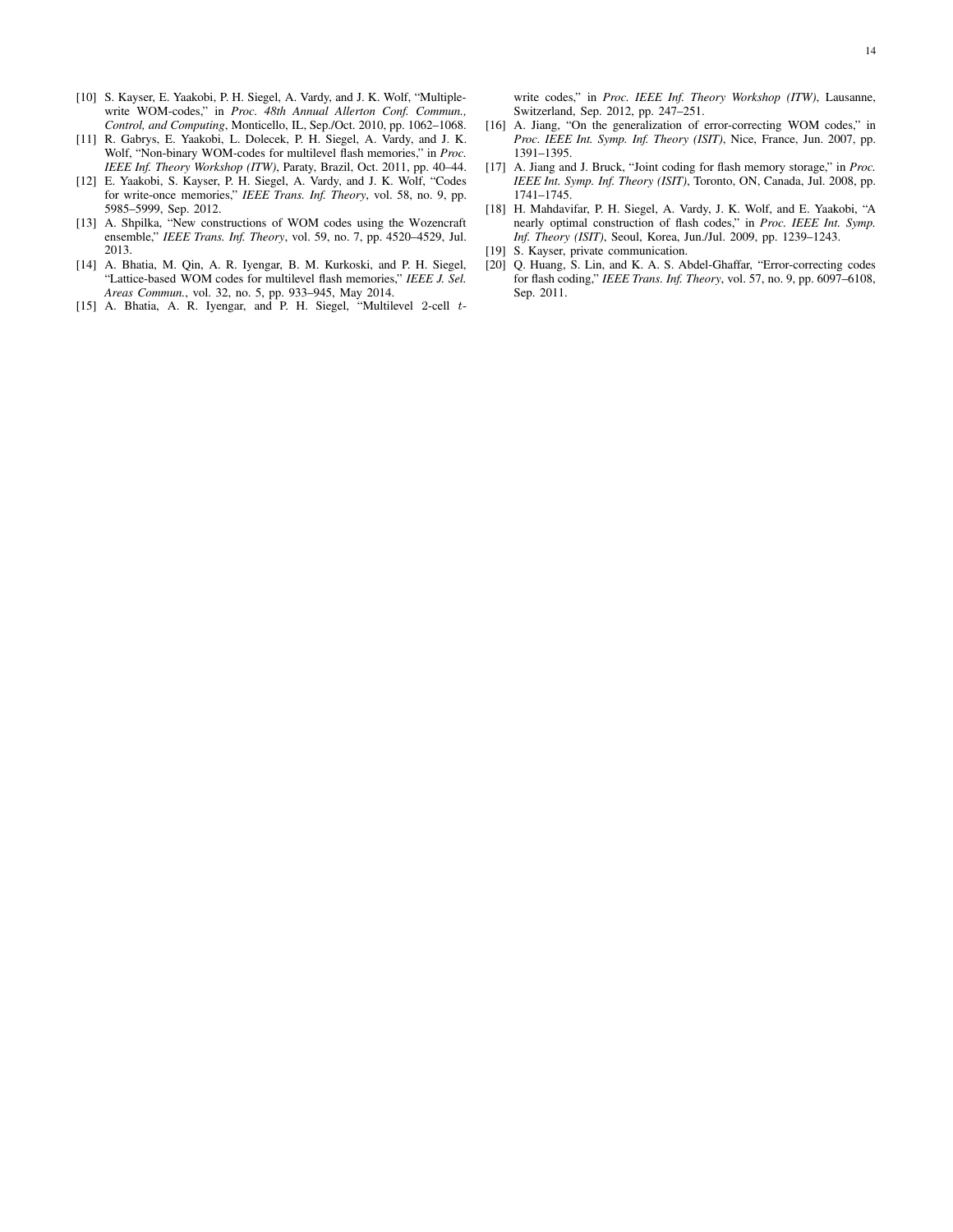[10] S. Kayser, E. Yaakobi, P. H. Siegel, A. Vardy, and J. K. Wolf, "Multiple-write WOM-codes," in *Proc. 48th Annual Allerton Conf. Commun., Control, and Computing*, Monticello, IL, Sep./Oct. 2010, pp. 1062–1068.

[11] R. Gabrys, E. Yaakobi, L. Dolecek, P. H. Siegel, A. Vardy, and J. K. Wolf, "Non-binary WOM-codes for multilevel flash memories," in *Proc. IEEE Inf. Theory Workshop (ITW)*, Paraty, Brazil, Oct. 2011, pp. 40–44.

[12] E. Yaakobi, S. Kayser, P. H. Siegel, A. Vardy, and J. K. Wolf, "Codes for write-once memories," *IEEE Trans. Inf. Theory*, vol. 58, no. 9, pp. 5985–5999, Sep. 2012.

[13] A. Shpilka, "New constructions of WOM codes using the Wozencraft ensemble," *IEEE Trans. Inf. Theory*, vol. 59, no. 7, pp. 4520–4529, Jul. 2013.

[14] A. Bhatia, M. Qin, A. R. Iyengar, B. M. Kurkoski, and P. H. Siegel, "Lattice-based WOM codes for multilevel flash memories," *IEEE J. Sel. Areas Commun.*, vol. 32, no. 5, pp. 933–945, May 2014.

[15] A. Bhatia, A. R. Iyengar, and P. H. Siegel, "Multilevel 2-cell $t$-write codes," in *Proc. IEEE Inf. Theory Workshop (ITW)*, Lausanne, Switzerland, Sep. 2012, pp. 247–251.

[16] A. Jiang, "On the generalization of error-correcting WOM codes," in *Proc. IEEE Int. Symp. Inf. Theory (ISIT)*, Nice, France, Jun. 2007, pp. 1391–1395.

[17] A. Jiang and J. Bruck, "Joint coding for flash memory storage," in *Proc. IEEE Int. Symp. Inf. Theory (ISIT)*, Toronto, ON, Canada, Jul. 2008, pp. 1741–1745.

[18] H. Mahdavifar, P. H. Siegel, A. Vardy, J. K. Wolf, and E. Yaakobi, "A nearly optimal construction of flash codes," in *Proc. IEEE Int. Symp. Inf. Theory (ISIT)*, Seoul, Korea, Jun./Jul. 2009, pp. 1239–1243.

[19] S. Kayser, private communication.

[20] Q. Huang, S. Lin, and K. A. S. Abdel-Ghaffar, "Error-correcting codes for flash coding," *IEEE Trans. Inf. Theory*, vol. 57, no. 9, pp. 6097–6108, Sep. 2011.